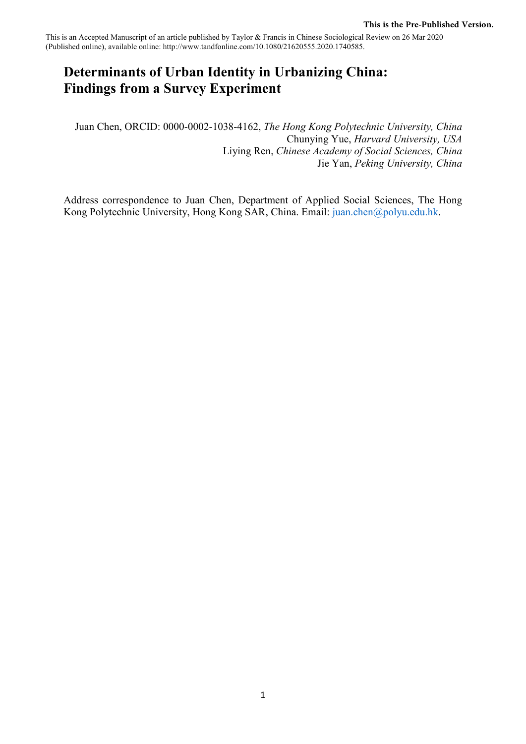**This is the Pre-Published Version.**

This is an Accepted Manuscript of an article published by Taylor & Francis in Chinese Sociological Review on 26 Mar 2020 (Published online), available online: http://www.tandfonline.com/10.1080/21620555.2020.1740585.

# Determinants of Urban Identity in Urbanizing China: Findings from a Survey Experiment

Juan Chen, ORCID: 0000-0002-1038-4162, *The Hong Kong Polytechnic University, China*
Chunying Yue, *Harvard University, USA*
Liying Ren, *Chinese Academy of Social Sciences, China*
Jie Yan, *Peking University, China*

Address correspondence to Juan Chen, Department of Applied Social Sciences, The Hong Kong Polytechnic University, Hong Kong SAR, China. Email: juan.chen@polyu.edu.hk.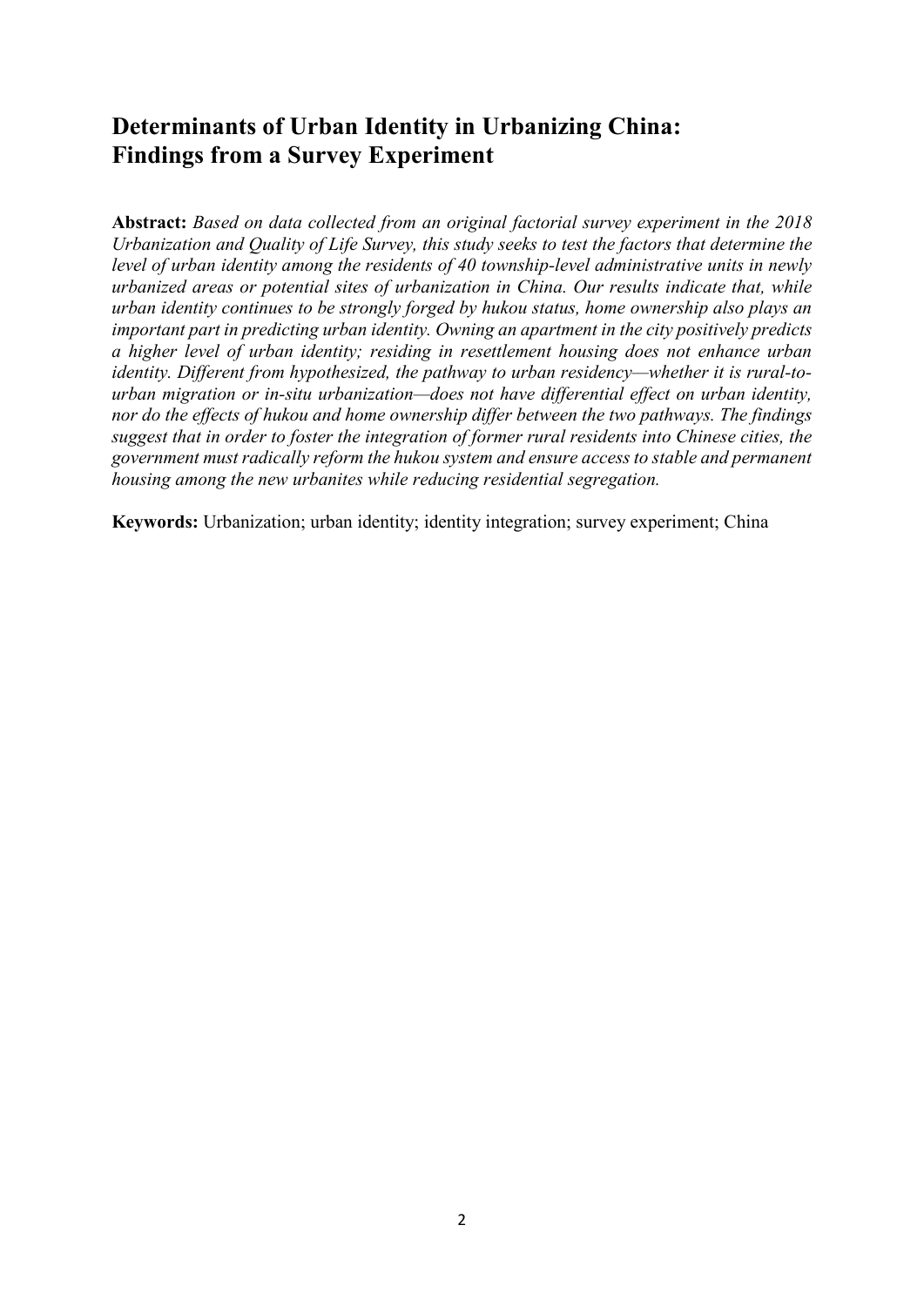# Determinants of Urban Identity in Urbanizing China: Findings from a Survey Experiment

**Abstract:** *Based on data collected from an original factorial survey experiment in the 2018 Urbanization and Quality of Life Survey, this study seeks to test the factors that determine the level of urban identity among the residents of 40 township-level administrative units in newly urbanized areas or potential sites of urbanization in China. Our results indicate that, while urban identity continues to be strongly forged by hukou status, home ownership also plays an important part in predicting urban identity. Owning an apartment in the city positively predicts a higher level of urban identity; residing in resettlement housing does not enhance urban identity. Different from hypothesized, the pathway to urban residency—whether it is rural-to-urban migration or in-situ urbanization—does not have differential effect on urban identity, nor do the effects of hukou and home ownership differ between the two pathways. The findings suggest that in order to foster the integration of former rural residents into Chinese cities, the government must radically reform the hukou system and ensure access to stable and permanent housing among the new urbanites while reducing residential segregation.*

**Keywords:** Urbanization; urban identity; identity integration; survey experiment; China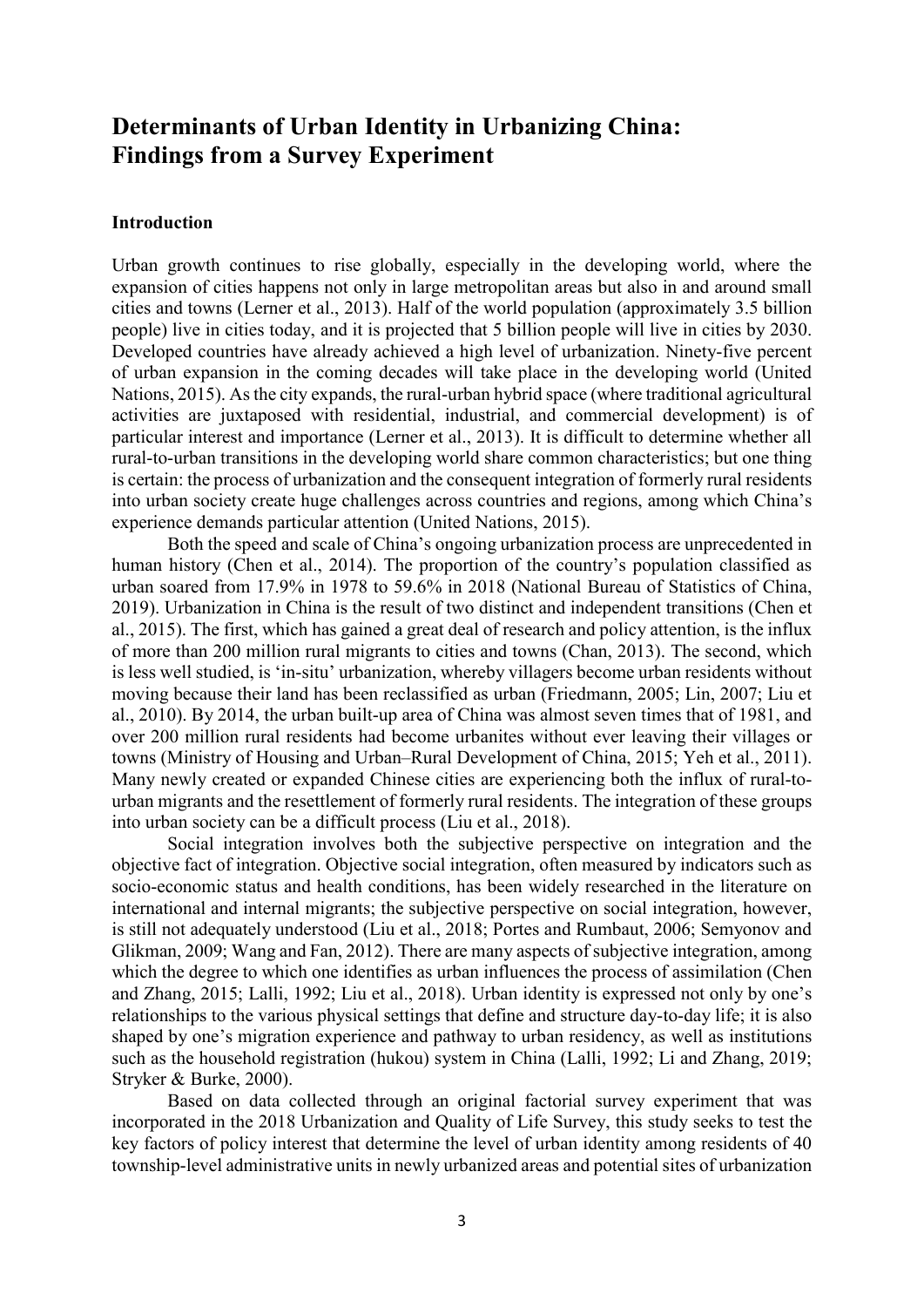# Determinants of Urban Identity in Urbanizing China: Findings from a Survey Experiment

## Introduction

Urban growth continues to rise globally, especially in the developing world, where the expansion of cities happens not only in large metropolitan areas but also in and around small cities and towns (Lerner et al., 2013). Half of the world population (approximately 3.5 billion people) live in cities today, and it is projected that 5 billion people will live in cities by 2030. Developed countries have already achieved a high level of urbanization. Ninety-five percent of urban expansion in the coming decades will take place in the developing world (United Nations, 2015). As the city expands, the rural-urban hybrid space (where traditional agricultural activities are juxtaposed with residential, industrial, and commercial development) is of particular interest and importance (Lerner et al., 2013). It is difficult to determine whether all rural-to-urban transitions in the developing world share common characteristics; but one thing is certain: the process of urbanization and the consequent integration of formerly rural residents into urban society create huge challenges across countries and regions, among which China's experience demands particular attention (United Nations, 2015).

Both the speed and scale of China's ongoing urbanization process are unprecedented in human history (Chen et al., 2014). The proportion of the country's population classified as urban soared from 17.9% in 1978 to 59.6% in 2018 (National Bureau of Statistics of China, 2019). Urbanization in China is the result of two distinct and independent transitions (Chen et al., 2015). The first, which has gained a great deal of research and policy attention, is the influx of more than 200 million rural migrants to cities and towns (Chan, 2013). The second, which is less well studied, is 'in-situ' urbanization, whereby villagers become urban residents without moving because their land has been reclassified as urban (Friedmann, 2005; Lin, 2007; Liu et al., 2010). By 2014, the urban built-up area of China was almost seven times that of 1981, and over 200 million rural residents had become urbanites without ever leaving their villages or towns (Ministry of Housing and Urban–Rural Development of China, 2015; Yeh et al., 2011). Many newly created or expanded Chinese cities are experiencing both the influx of rural-to-urban migrants and the resettlement of formerly rural residents. The integration of these groups into urban society can be a difficult process (Liu et al., 2018).

Social integration involves both the subjective perspective on integration and the objective fact of integration. Objective social integration, often measured by indicators such as socio-economic status and health conditions, has been widely researched in the literature on international and internal migrants; the subjective perspective on social integration, however, is still not adequately understood (Liu et al., 2018; Portes and Rumbaut, 2006; Semyonov and Glikman, 2009; Wang and Fan, 2012). There are many aspects of subjective integration, among which the degree to which one identifies as urban influences the process of assimilation (Chen and Zhang, 2015; Lalli, 1992; Liu et al., 2018). Urban identity is expressed not only by one's relationships to the various physical settings that define and structure day-to-day life; it is also shaped by one's migration experience and pathway to urban residency, as well as institutions such as the household registration (hukou) system in China (Lalli, 1992; Li and Zhang, 2019; Stryker & Burke, 2000).

Based on data collected through an original factorial survey experiment that was incorporated in the 2018 Urbanization and Quality of Life Survey, this study seeks to test the key factors of policy interest that determine the level of urban identity among residents of 40 township-level administrative units in newly urbanized areas and potential sites of urbanization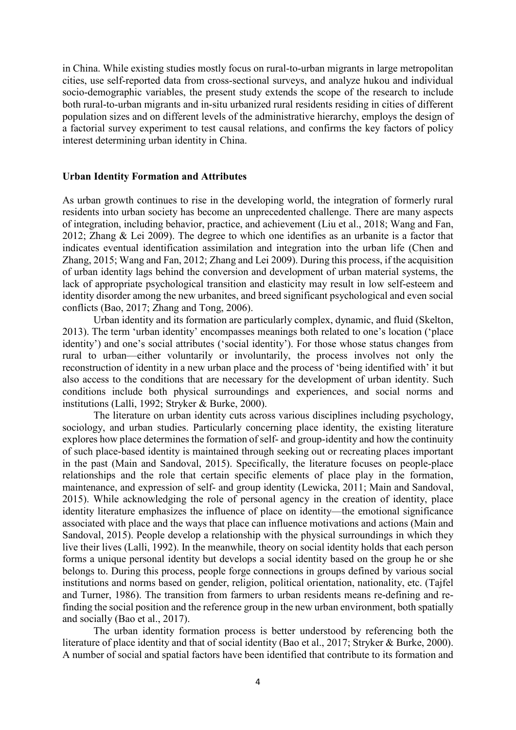in China. While existing studies mostly focus on rural-to-urban migrants in large metropolitan cities, use self-reported data from cross-sectional surveys, and analyze hukou and individual socio-demographic variables, the present study extends the scope of the research to include both rural-to-urban migrants and in-situ urbanized rural residents residing in cities of different population sizes and on different levels of the administrative hierarchy, employs the design of a factorial survey experiment to test causal relations, and confirms the key factors of policy interest determining urban identity in China.

## Urban Identity Formation and Attributes

As urban growth continues to rise in the developing world, the integration of formerly rural residents into urban society has become an unprecedented challenge. There are many aspects of integration, including behavior, practice, and achievement (Liu et al., 2018; Wang and Fan, 2012; Zhang & Lei 2009). The degree to which one identifies as an urbanite is a factor that indicates eventual identification assimilation and integration into the urban life (Chen and Zhang, 2015; Wang and Fan, 2012; Zhang and Lei 2009). During this process, if the acquisition of urban identity lags behind the conversion and development of urban material systems, the lack of appropriate psychological transition and elasticity may result in low self-esteem and identity disorder among the new urbanites, and breed significant psychological and even social conflicts (Bao, 2017; Zhang and Tong, 2006).

Urban identity and its formation are particularly complex, dynamic, and fluid (Skelton, 2013). The term 'urban identity' encompasses meanings both related to one's location ('place identity') and one's social attributes ('social identity'). For those whose status changes from rural to urban—either voluntarily or involuntarily, the process involves not only the reconstruction of identity in a new urban place and the process of 'being identified with' it but also access to the conditions that are necessary for the development of urban identity. Such conditions include both physical surroundings and experiences, and social norms and institutions (Lalli, 1992; Stryker & Burke, 2000).

The literature on urban identity cuts across various disciplines including psychology, sociology, and urban studies. Particularly concerning place identity, the existing literature explores how place determines the formation of self- and group-identity and how the continuity of such place-based identity is maintained through seeking out or recreating places important in the past (Main and Sandoval, 2015). Specifically, the literature focuses on people-place relationships and the role that certain specific elements of place play in the formation, maintenance, and expression of self- and group identity (Lewicka, 2011; Main and Sandoval, 2015). While acknowledging the role of personal agency in the creation of identity, place identity literature emphasizes the influence of place on identity—the emotional significance associated with place and the ways that place can influence motivations and actions (Main and Sandoval, 2015). People develop a relationship with the physical surroundings in which they live their lives (Lalli, 1992). In the meanwhile, theory on social identity holds that each person forms a unique personal identity but develops a social identity based on the group he or she belongs to. During this process, people forge connections in groups defined by various social institutions and norms based on gender, religion, political orientation, nationality, etc. (Tajfel and Turner, 1986). The transition from farmers to urban residents means re-defining and re-finding the social position and the reference group in the new urban environment, both spatially and socially (Bao et al., 2017).

The urban identity formation process is better understood by referencing both the literature of place identity and that of social identity (Bao et al., 2017; Stryker & Burke, 2000). A number of social and spatial factors have been identified that contribute to its formation and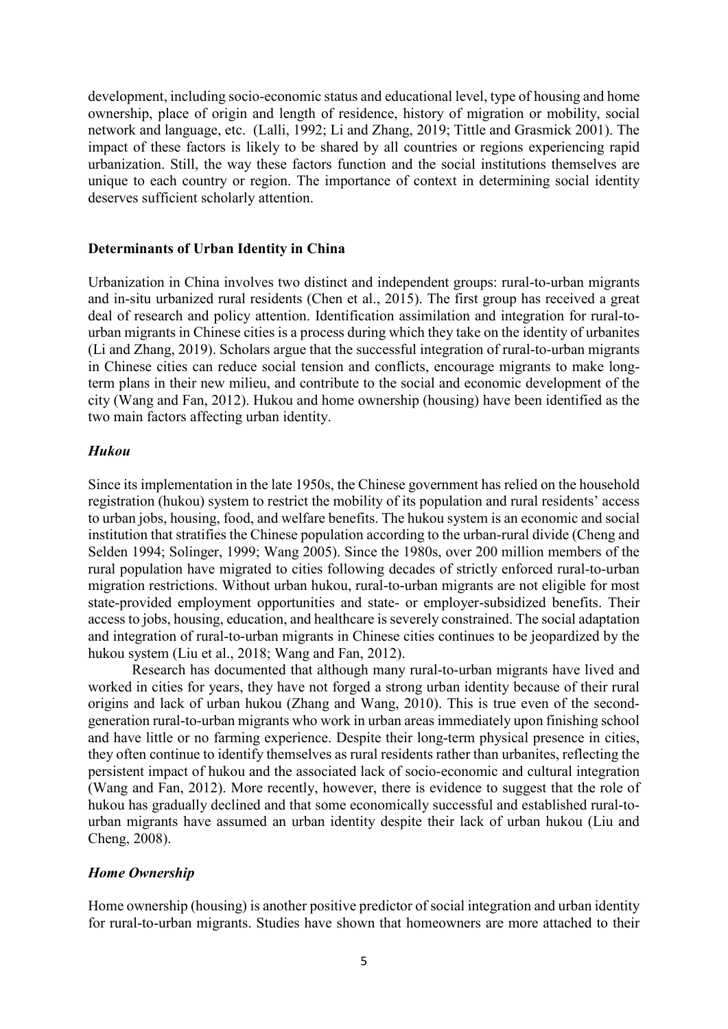development, including socio-economic status and educational level, type of housing and home ownership, place of origin and length of residence, history of migration or mobility, social network and language, etc. (Lalli, 1992; Li and Zhang, 2019; Tittle and Grasmick 2001). The impact of these factors is likely to be shared by all countries or regions experiencing rapid urbanization. Still, the way these factors function and the social institutions themselves are unique to each country or region. The importance of context in determining social identity deserves sufficient scholarly attention.

## Determinants of Urban Identity in China

Urbanization in China involves two distinct and independent groups: rural-to-urban migrants and in-situ urbanized rural residents (Chen et al., 2015). The first group has received a great deal of research and policy attention. Identification assimilation and integration for rural-to-urban migrants in Chinese cities is a process during which they take on the identity of urbanites (Li and Zhang, 2019). Scholars argue that the successful integration of rural-to-urban migrants in Chinese cities can reduce social tension and conflicts, encourage migrants to make long-term plans in their new milieu, and contribute to the social and economic development of the city (Wang and Fan, 2012). Hukou and home ownership (housing) have been identified as the two main factors affecting urban identity.

### *Hukou*

Since its implementation in the late 1950s, the Chinese government has relied on the household registration (hukou) system to restrict the mobility of its population and rural residents' access to urban jobs, housing, food, and welfare benefits. The hukou system is an economic and social institution that stratifies the Chinese population according to the urban-rural divide (Cheng and Selden 1994; Solinger, 1999; Wang 2005). Since the 1980s, over 200 million members of the rural population have migrated to cities following decades of strictly enforced rural-to-urban migration restrictions. Without urban hukou, rural-to-urban migrants are not eligible for most state-provided employment opportunities and state- or employer-subsidized benefits. Their access to jobs, housing, education, and healthcare is severely constrained. The social adaptation and integration of rural-to-urban migrants in Chinese cities continues to be jeopardized by the hukou system (Liu et al., 2018; Wang and Fan, 2012).

Research has documented that although many rural-to-urban migrants have lived and worked in cities for years, they have not forged a strong urban identity because of their rural origins and lack of urban hukou (Zhang and Wang, 2010). This is true even of the second-generation rural-to-urban migrants who work in urban areas immediately upon finishing school and have little or no farming experience. Despite their long-term physical presence in cities, they often continue to identify themselves as rural residents rather than urbanites, reflecting the persistent impact of hukou and the associated lack of socio-economic and cultural integration (Wang and Fan, 2012). More recently, however, there is evidence to suggest that the role of hukou has gradually declined and that some economically successful and established rural-to-urban migrants have assumed an urban identity despite their lack of urban hukou (Liu and Cheng, 2008).

### *Home Ownership*

Home ownership (housing) is another positive predictor of social integration and urban identity for rural-to-urban migrants. Studies have shown that homeowners are more attached to their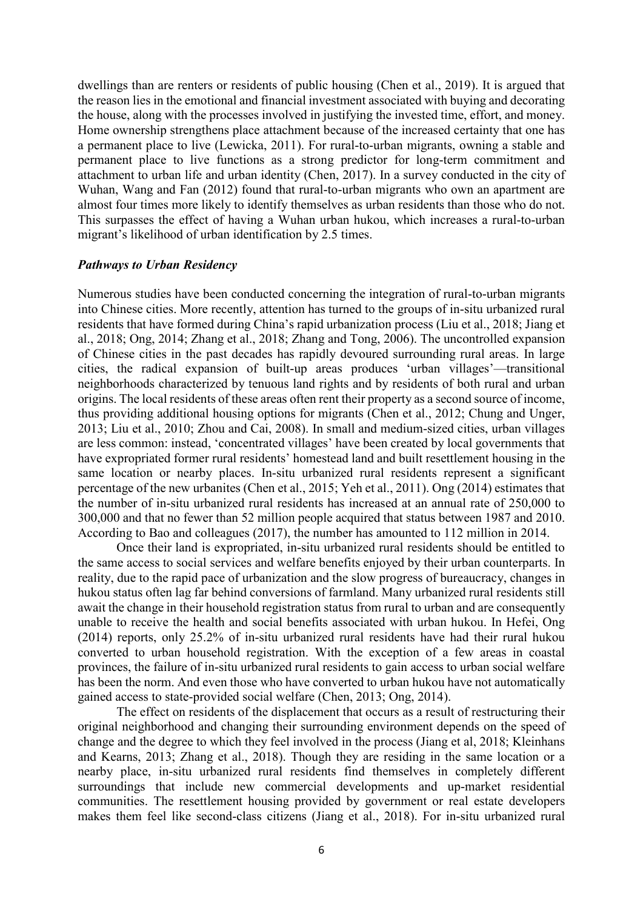dwellings than are renters or residents of public housing (Chen et al., 2019). It is argued that the reason lies in the emotional and financial investment associated with buying and decorating the house, along with the processes involved in justifying the invested time, effort, and money. Home ownership strengthens place attachment because of the increased certainty that one has a permanent place to live (Lewicka, 2011). For rural-to-urban migrants, owning a stable and permanent place to live functions as a strong predictor for long-term commitment and attachment to urban life and urban identity (Chen, 2017). In a survey conducted in the city of Wuhan, Wang and Fan (2012) found that rural-to-urban migrants who own an apartment are almost four times more likely to identify themselves as urban residents than those who do not. This surpasses the effect of having a Wuhan urban hukou, which increases a rural-to-urban migrant's likelihood of urban identification by 2.5 times.

### *Pathways to Urban Residency*

Numerous studies have been conducted concerning the integration of rural-to-urban migrants into Chinese cities. More recently, attention has turned to the groups of in-situ urbanized rural residents that have formed during China's rapid urbanization process (Liu et al., 2018; Jiang et al., 2018; Ong, 2014; Zhang et al., 2018; Zhang and Tong, 2006). The uncontrolled expansion of Chinese cities in the past decades has rapidly devoured surrounding rural areas. In large cities, the radical expansion of built-up areas produces 'urban villages'—transitional neighborhoods characterized by tenuous land rights and by residents of both rural and urban origins. The local residents of these areas often rent their property as a second source of income, thus providing additional housing options for migrants (Chen et al., 2012; Chung and Unger, 2013; Liu et al., 2010; Zhou and Cai, 2008). In small and medium-sized cities, urban villages are less common: instead, 'concentrated villages' have been created by local governments that have expropriated former rural residents' homestead land and built resettlement housing in the same location or nearby places. In-situ urbanized rural residents represent a significant percentage of the new urbanites (Chen et al., 2015; Yeh et al., 2011). Ong (2014) estimates that the number of in-situ urbanized rural residents has increased at an annual rate of 250,000 to 300,000 and that no fewer than 52 million people acquired that status between 1987 and 2010. According to Bao and colleagues (2017), the number has amounted to 112 million in 2014.

Once their land is expropriated, in-situ urbanized rural residents should be entitled to the same access to social services and welfare benefits enjoyed by their urban counterparts. In reality, due to the rapid pace of urbanization and the slow progress of bureaucracy, changes in hukou status often lag far behind conversions of farmland. Many urbanized rural residents still await the change in their household registration status from rural to urban and are consequently unable to receive the health and social benefits associated with urban hukou. In Hefei, Ong (2014) reports, only 25.2% of in-situ urbanized rural residents have had their rural hukou converted to urban household registration. With the exception of a few areas in coastal provinces, the failure of in-situ urbanized rural residents to gain access to urban social welfare has been the norm. And even those who have converted to urban hukou have not automatically gained access to state-provided social welfare (Chen, 2013; Ong, 2014).

The effect on residents of the displacement that occurs as a result of restructuring their original neighborhood and changing their surrounding environment depends on the speed of change and the degree to which they feel involved in the process (Jiang et al, 2018; Kleinhans and Kearns, 2013; Zhang et al., 2018). Though they are residing in the same location or a nearby place, in-situ urbanized rural residents find themselves in completely different surroundings that include new commercial developments and up-market residential communities. The resettlement housing provided by government or real estate developers makes them feel like second-class citizens (Jiang et al., 2018). For in-situ urbanized rural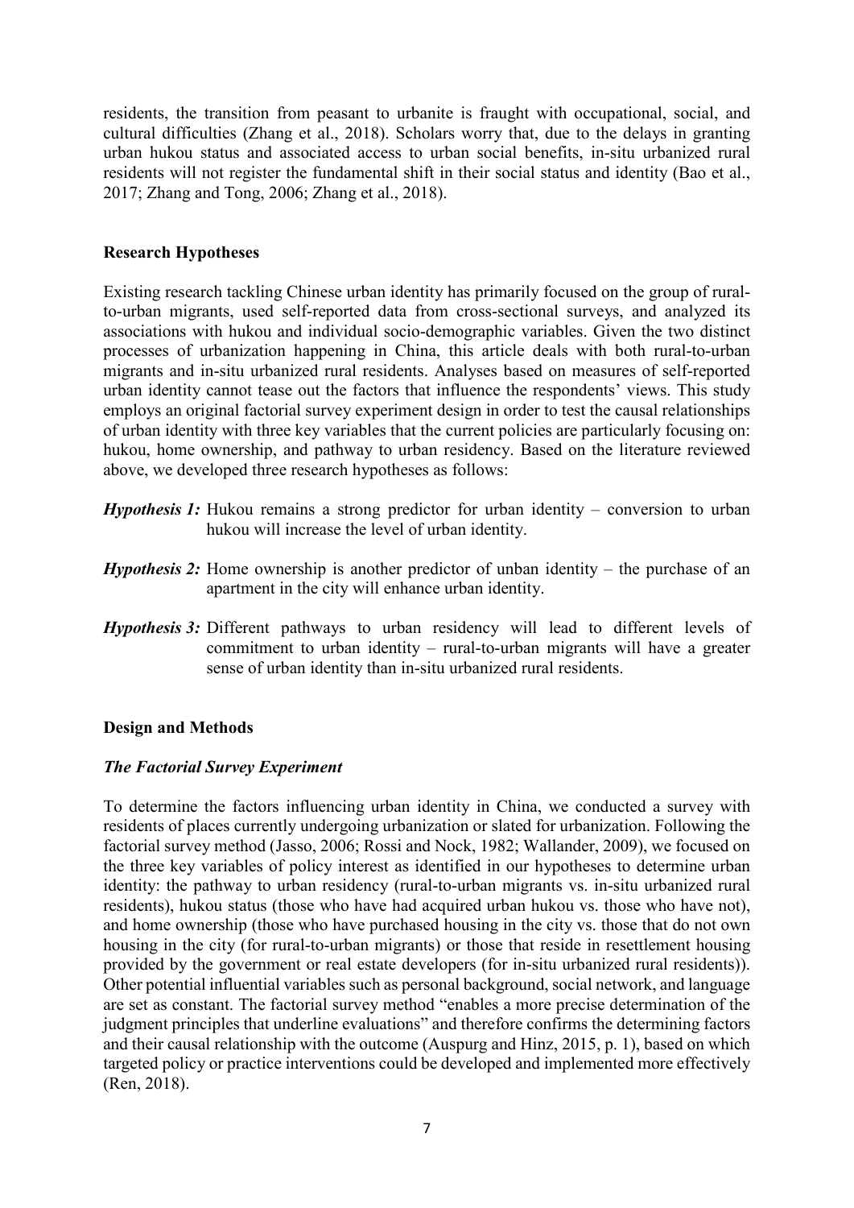residents, the transition from peasant to urbanite is fraught with occupational, social, and cultural difficulties (Zhang et al., 2018). Scholars worry that, due to the delays in granting urban hukou status and associated access to urban social benefits, in-situ urbanized rural residents will not register the fundamental shift in their social status and identity (Bao et al., 2017; Zhang and Tong, 2006; Zhang et al., 2018).

## Research Hypotheses

Existing research tackling Chinese urban identity has primarily focused on the group of rural-to-urban migrants, used self-reported data from cross-sectional surveys, and analyzed its associations with hukou and individual socio-demographic variables. Given the two distinct processes of urbanization happening in China, this article deals with both rural-to-urban migrants and in-situ urbanized rural residents. Analyses based on measures of self-reported urban identity cannot tease out the factors that influence the respondents' views. This study employs an original factorial survey experiment design in order to test the causal relationships of urban identity with three key variables that the current policies are particularly focusing on: hukou, home ownership, and pathway to urban residency. Based on the literature reviewed above, we developed three research hypotheses as follows:

***Hypothesis 1:*** Hukou remains a strong predictor for urban identity – conversion to urban hukou will increase the level of urban identity.

***Hypothesis 2:*** Home ownership is another predictor of unban identity – the purchase of an apartment in the city will enhance urban identity.

***Hypothesis 3:*** Different pathways to urban residency will lead to different levels of commitment to urban identity – rural-to-urban migrants will have a greater sense of urban identity than in-situ urbanized rural residents.

## Design and Methods

### *The Factorial Survey Experiment*

To determine the factors influencing urban identity in China, we conducted a survey with residents of places currently undergoing urbanization or slated for urbanization. Following the factorial survey method (Jasso, 2006; Rossi and Nock, 1982; Wallander, 2009), we focused on the three key variables of policy interest as identified in our hypotheses to determine urban identity: the pathway to urban residency (rural-to-urban migrants vs. in-situ urbanized rural residents), hukou status (those who have had acquired urban hukou vs. those who have not), and home ownership (those who have purchased housing in the city vs. those that do not own housing in the city (for rural-to-urban migrants) or those that reside in resettlement housing provided by the government or real estate developers (for in-situ urbanized rural residents)). Other potential influential variables such as personal background, social network, and language are set as constant. The factorial survey method "enables a more precise determination of the judgment principles that underline evaluations" and therefore confirms the determining factors and their causal relationship with the outcome (Auspurg and Hinz, 2015, p. 1), based on which targeted policy or practice interventions could be developed and implemented more effectively (Ren, 2018).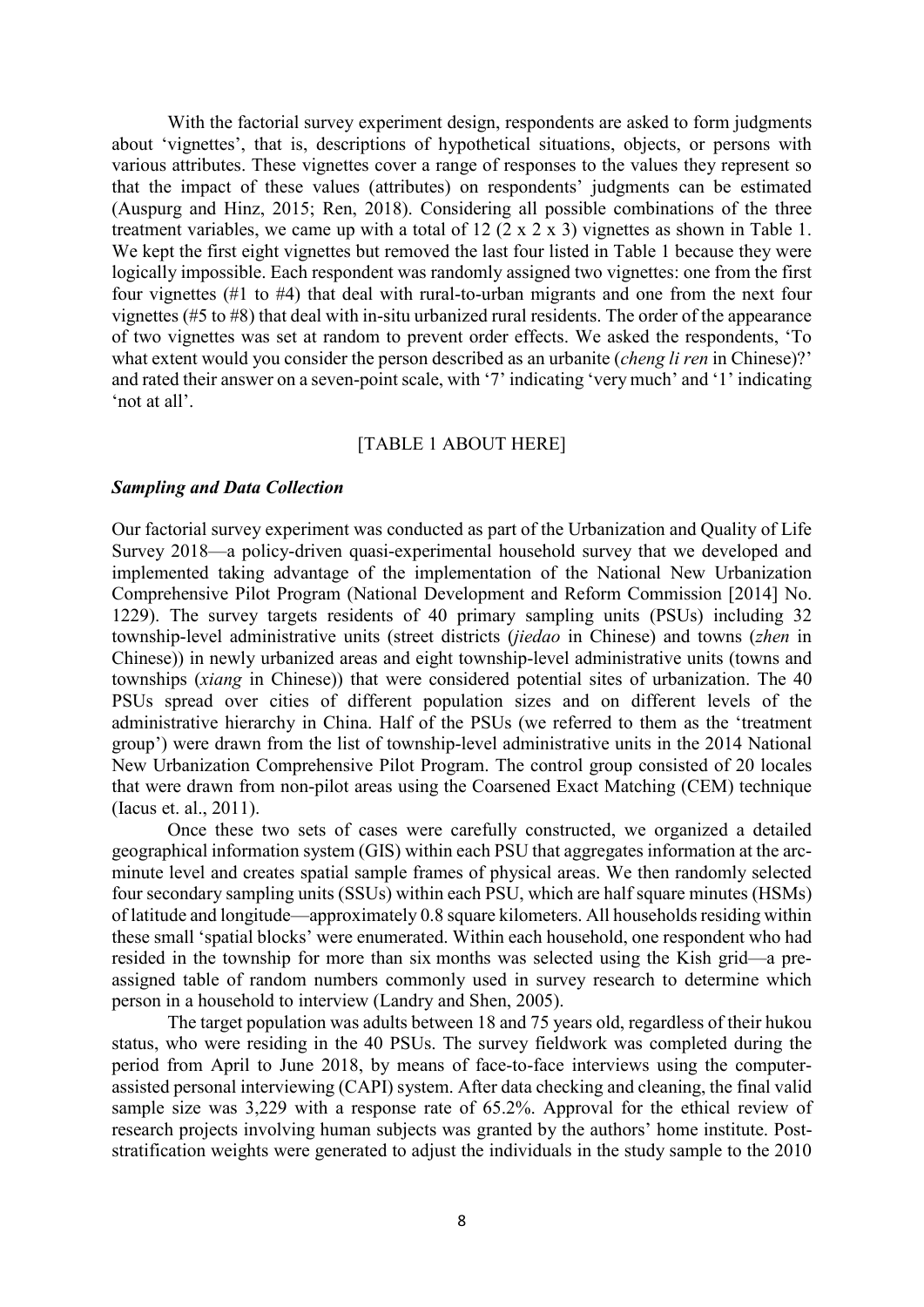With the factorial survey experiment design, respondents are asked to form judgments about 'vignettes', that is, descriptions of hypothetical situations, objects, or persons with various attributes. These vignettes cover a range of responses to the values they represent so that the impact of these values (attributes) on respondents' judgments can be estimated (Auspurg and Hinz, 2015; Ren, 2018). Considering all possible combinations of the three treatment variables, we came up with a total of 12 (2 x 2 x 3) vignettes as shown in Table 1. We kept the first eight vignettes but removed the last four listed in Table 1 because they were logically impossible. Each respondent was randomly assigned two vignettes: one from the first four vignettes (#1 to #4) that deal with rural-to-urban migrants and one from the next four vignettes (#5 to #8) that deal with in-situ urbanized rural residents. The order of the appearance of two vignettes was set at random to prevent order effects. We asked the respondents, 'To what extent would you consider the person described as an urbanite (*cheng li ren* in Chinese)?' and rated their answer on a seven-point scale, with '7' indicating 'very much' and '1' indicating 'not at all'.

[TABLE 1 ABOUT HERE]

### *Sampling and Data Collection*

Our factorial survey experiment was conducted as part of the Urbanization and Quality of Life Survey 2018—a policy-driven quasi-experimental household survey that we developed and implemented taking advantage of the implementation of the National New Urbanization Comprehensive Pilot Program (National Development and Reform Commission [2014] No. 1229). The survey targets residents of 40 primary sampling units (PSUs) including 32 township-level administrative units (street districts (*jiedao* in Chinese) and towns (*zhen* in Chinese)) in newly urbanized areas and eight township-level administrative units (towns and townships (*xiang* in Chinese)) that were considered potential sites of urbanization. The 40 PSUs spread over cities of different population sizes and on different levels of the administrative hierarchy in China. Half of the PSUs (we referred to them as the 'treatment group') were drawn from the list of township-level administrative units in the 2014 National New Urbanization Comprehensive Pilot Program. The control group consisted of 20 locales that were drawn from non-pilot areas using the Coarsened Exact Matching (CEM) technique (Iacus et. al., 2011).

Once these two sets of cases were carefully constructed, we organized a detailed geographical information system (GIS) within each PSU that aggregates information at the arc-minute level and creates spatial sample frames of physical areas. We then randomly selected four secondary sampling units (SSUs) within each PSU, which are half square minutes (HSMs) of latitude and longitude—approximately 0.8 square kilometers. All households residing within these small 'spatial blocks' were enumerated. Within each household, one respondent who had resided in the township for more than six months was selected using the Kish grid—a pre-assigned table of random numbers commonly used in survey research to determine which person in a household to interview (Landry and Shen, 2005).

The target population was adults between 18 and 75 years old, regardless of their hukou status, who were residing in the 40 PSUs. The survey fieldwork was completed during the period from April to June 2018, by means of face-to-face interviews using the computer-assisted personal interviewing (CAPI) system. After data checking and cleaning, the final valid sample size was 3,229 with a response rate of 65.2%. Approval for the ethical review of research projects involving human subjects was granted by the authors' home institute. Post-stratification weights were generated to adjust the individuals in the study sample to the 2010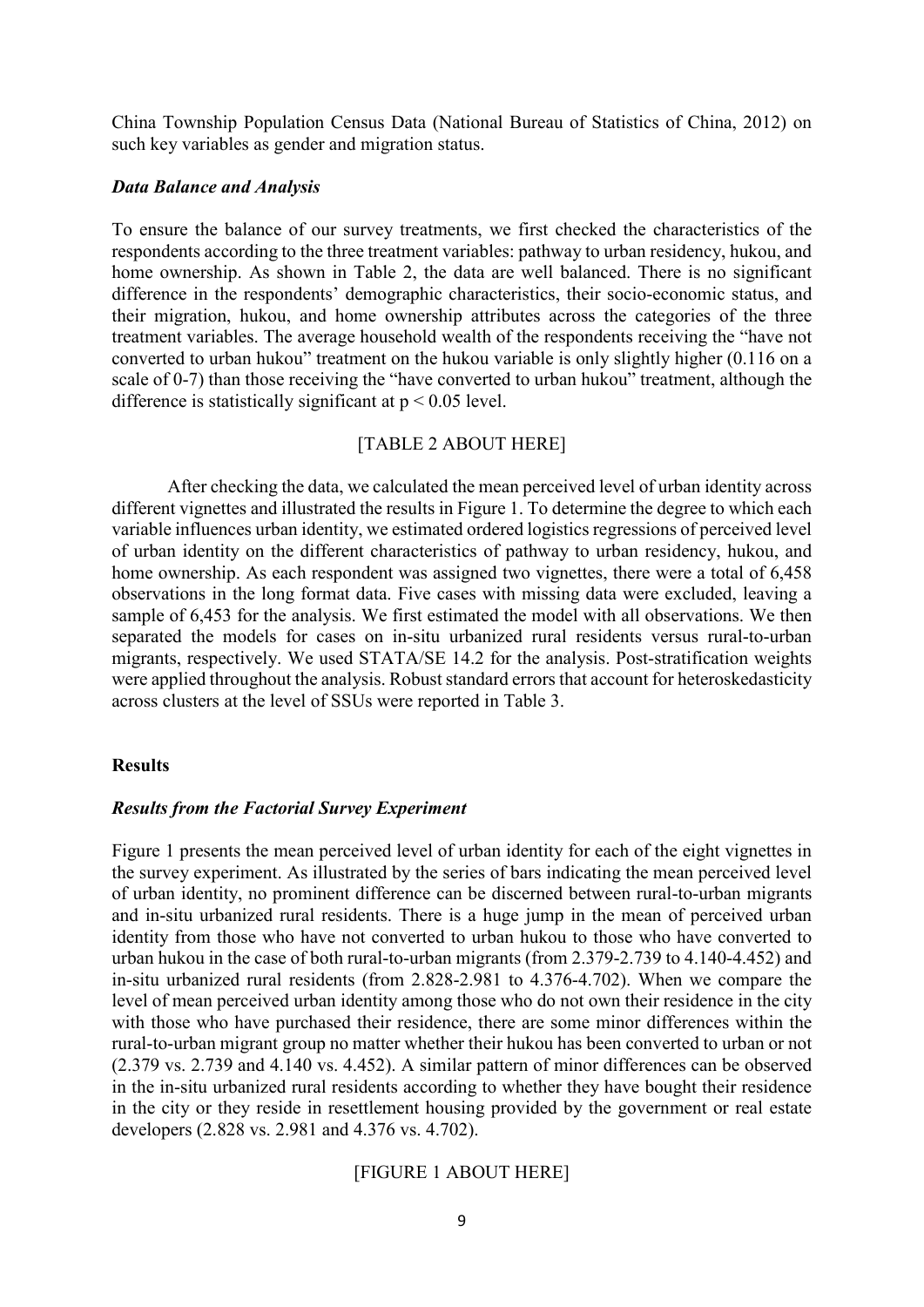China Township Population Census Data (National Bureau of Statistics of China, 2012) on such key variables as gender and migration status.

### *Data Balance and Analysis*

To ensure the balance of our survey treatments, we first checked the characteristics of the respondents according to the three treatment variables: pathway to urban residency, hukou, and home ownership. As shown in Table 2, the data are well balanced. There is no significant difference in the respondents' demographic characteristics, their socio-economic status, and their migration, hukou, and home ownership attributes across the categories of the three treatment variables. The average household wealth of the respondents receiving the "have not converted to urban hukou" treatment on the hukou variable is only slightly higher (0.116 on a scale of 0-7) than those receiving the "have converted to urban hukou" treatment, although the difference is statistically significant at $p < 0.05$ level.

[TABLE 2 ABOUT HERE]

After checking the data, we calculated the mean perceived level of urban identity across different vignettes and illustrated the results in Figure 1. To determine the degree to which each variable influences urban identity, we estimated ordered logistics regressions of perceived level of urban identity on the different characteristics of pathway to urban residency, hukou, and home ownership. As each respondent was assigned two vignettes, there were a total of 6,458 observations in the long format data. Five cases with missing data were excluded, leaving a sample of 6,453 for the analysis. We first estimated the model with all observations. We then separated the models for cases on in-situ urbanized rural residents versus rural-to-urban migrants, respectively. We used STATA/SE 14.2 for the analysis. Post-stratification weights were applied throughout the analysis. Robust standard errors that account for heteroskedasticity across clusters at the level of SSUs were reported in Table 3.

## Results

### *Results from the Factorial Survey Experiment*

Figure 1 presents the mean perceived level of urban identity for each of the eight vignettes in the survey experiment. As illustrated by the series of bars indicating the mean perceived level of urban identity, no prominent difference can be discerned between rural-to-urban migrants and in-situ urbanized rural residents. There is a huge jump in the mean of perceived urban identity from those who have not converted to urban hukou to those who have converted to urban hukou in the case of both rural-to-urban migrants (from 2.379-2.739 to 4.140-4.452) and in-situ urbanized rural residents (from 2.828-2.981 to 4.376-4.702). When we compare the level of mean perceived urban identity among those who do not own their residence in the city with those who have purchased their residence, there are some minor differences within the rural-to-urban migrant group no matter whether their hukou has been converted to urban or not (2.379 vs. 2.739 and 4.140 vs. 4.452). A similar pattern of minor differences can be observed in the in-situ urbanized rural residents according to whether they have bought their residence in the city or they reside in resettlement housing provided by the government or real estate developers (2.828 vs. 2.981 and 4.376 vs. 4.702).

[FIGURE 1 ABOUT HERE]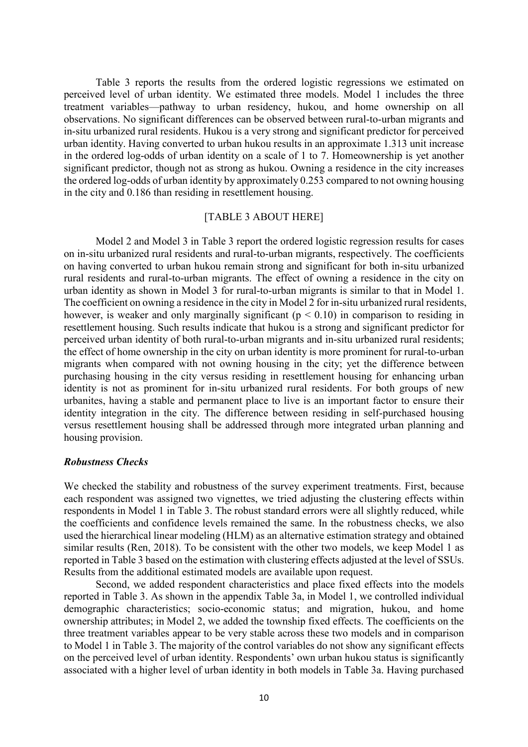Table 3 reports the results from the ordered logistic regressions we estimated on perceived level of urban identity. We estimated three models. Model 1 includes the three treatment variables—pathway to urban residency, hukou, and home ownership on all observations. No significant differences can be observed between rural-to-urban migrants and in-situ urbanized rural residents. Hukou is a very strong and significant predictor for perceived urban identity. Having converted to urban hukou results in an approximate 1.313 unit increase in the ordered log-odds of urban identity on a scale of 1 to 7. Homeownership is yet another significant predictor, though not as strong as hukou. Owning a residence in the city increases the ordered log-odds of urban identity by approximately 0.253 compared to not owning housing in the city and 0.186 than residing in resettlement housing.

[TABLE 3 ABOUT HERE]

Model 2 and Model 3 in Table 3 report the ordered logistic regression results for cases on in-situ urbanized rural residents and rural-to-urban migrants, respectively. The coefficients on having converted to urban hukou remain strong and significant for both in-situ urbanized rural residents and rural-to-urban migrants. The effect of owning a residence in the city on urban identity as shown in Model 3 for rural-to-urban migrants is similar to that in Model 1. The coefficient on owning a residence in the city in Model 2 for in-situ urbanized rural residents, however, is weaker and only marginally significant ($p < 0.10$) in comparison to residing in resettlement housing. Such results indicate that hukou is a strong and significant predictor for perceived urban identity of both rural-to-urban migrants and in-situ urbanized rural residents; the effect of home ownership in the city on urban identity is more prominent for rural-to-urban migrants when compared with not owning housing in the city; yet the difference between purchasing housing in the city versus residing in resettlement housing for enhancing urban identity is not as prominent for in-situ urbanized rural residents. For both groups of new urbanites, having a stable and permanent place to live is an important factor to ensure their identity integration in the city. The difference between residing in self-purchased housing versus resettlement housing shall be addressed through more integrated urban planning and housing provision.

### *Robustness Checks*

We checked the stability and robustness of the survey experiment treatments. First, because each respondent was assigned two vignettes, we tried adjusting the clustering effects within respondents in Model 1 in Table 3. The robust standard errors were all slightly reduced, while the coefficients and confidence levels remained the same. In the robustness checks, we also used the hierarchical linear modeling (HLM) as an alternative estimation strategy and obtained similar results (Ren, 2018). To be consistent with the other two models, we keep Model 1 as reported in Table 3 based on the estimation with clustering effects adjusted at the level of SSUs. Results from the additional estimated models are available upon request.

Second, we added respondent characteristics and place fixed effects into the models reported in Table 3. As shown in the appendix Table 3a, in Model 1, we controlled individual demographic characteristics; socio-economic status; and migration, hukou, and home ownership attributes; in Model 2, we added the township fixed effects. The coefficients on the three treatment variables appear to be very stable across these two models and in comparison to Model 1 in Table 3. The majority of the control variables do not show any significant effects on the perceived level of urban identity. Respondents' own urban hukou status is significantly associated with a higher level of urban identity in both models in Table 3a. Having purchased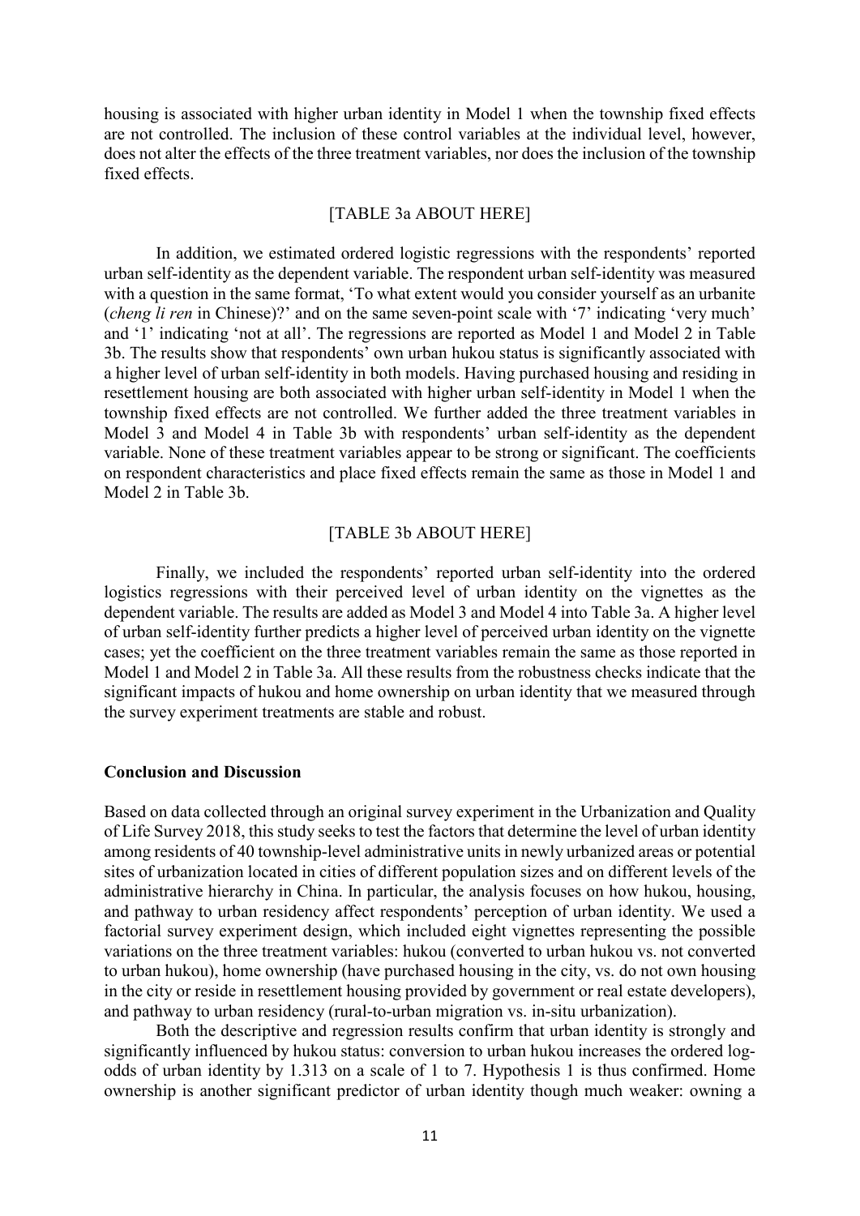housing is associated with higher urban identity in Model 1 when the township fixed effects are not controlled. The inclusion of these control variables at the individual level, however, does not alter the effects of the three treatment variables, nor does the inclusion of the township fixed effects.

[TABLE 3a ABOUT HERE]

In addition, we estimated ordered logistic regressions with the respondents' reported urban self-identity as the dependent variable. The respondent urban self-identity was measured with a question in the same format, 'To what extent would you consider yourself as an urbanite (*cheng li ren* in Chinese)?' and on the same seven-point scale with '7' indicating 'very much' and '1' indicating 'not at all'. The regressions are reported as Model 1 and Model 2 in Table 3b. The results show that respondents' own urban hukou status is significantly associated with a higher level of urban self-identity in both models. Having purchased housing and residing in resettlement housing are both associated with higher urban self-identity in Model 1 when the township fixed effects are not controlled. We further added the three treatment variables in Model 3 and Model 4 in Table 3b with respondents' urban self-identity as the dependent variable. None of these treatment variables appear to be strong or significant. The coefficients on respondent characteristics and place fixed effects remain the same as those in Model 1 and Model 2 in Table 3b.

[TABLE 3b ABOUT HERE]

Finally, we included the respondents' reported urban self-identity into the ordered logistics regressions with their perceived level of urban identity on the vignettes as the dependent variable. The results are added as Model 3 and Model 4 into Table 3a. A higher level of urban self-identity further predicts a higher level of perceived urban identity on the vignette cases; yet the coefficient on the three treatment variables remain the same as those reported in Model 1 and Model 2 in Table 3a. All these results from the robustness checks indicate that the significant impacts of hukou and home ownership on urban identity that we measured through the survey experiment treatments are stable and robust.

## Conclusion and Discussion

Based on data collected through an original survey experiment in the Urbanization and Quality of Life Survey 2018, this study seeks to test the factors that determine the level of urban identity among residents of 40 township-level administrative units in newly urbanized areas or potential sites of urbanization located in cities of different population sizes and on different levels of the administrative hierarchy in China. In particular, the analysis focuses on how hukou, housing, and pathway to urban residency affect respondents' perception of urban identity. We used a factorial survey experiment design, which included eight vignettes representing the possible variations on the three treatment variables: hukou (converted to urban hukou vs. not converted to urban hukou), home ownership (have purchased housing in the city, vs. do not own housing in the city or reside in resettlement housing provided by government or real estate developers), and pathway to urban residency (rural-to-urban migration vs. in-situ urbanization).

Both the descriptive and regression results confirm that urban identity is strongly and significantly influenced by hukou status: conversion to urban hukou increases the ordered log-odds of urban identity by 1.313 on a scale of 1 to 7. Hypothesis 1 is thus confirmed. Home ownership is another significant predictor of urban identity though much weaker: owning a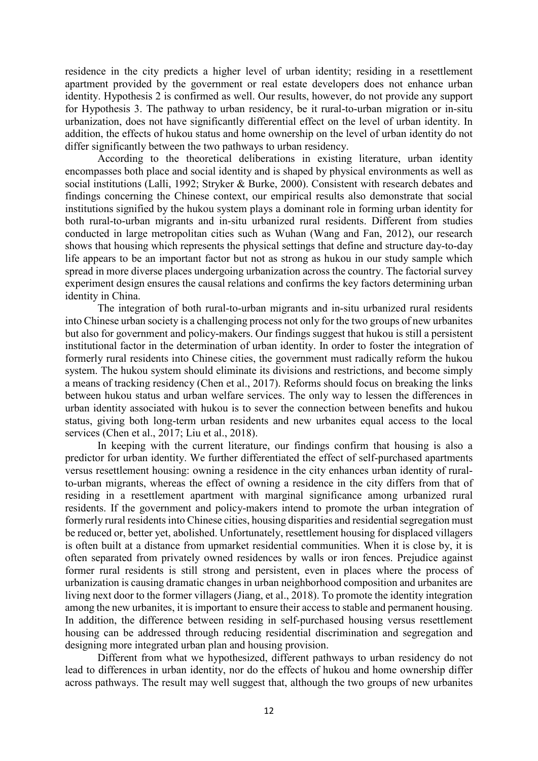residence in the city predicts a higher level of urban identity; residing in a resettlement apartment provided by the government or real estate developers does not enhance urban identity. Hypothesis 2 is confirmed as well. Our results, however, do not provide any support for Hypothesis 3. The pathway to urban residency, be it rural-to-urban migration or in-situ urbanization, does not have significantly differential effect on the level of urban identity. In addition, the effects of hukou status and home ownership on the level of urban identity do not differ significantly between the two pathways to urban residency.

According to the theoretical deliberations in existing literature, urban identity encompasses both place and social identity and is shaped by physical environments as well as social institutions (Lalli, 1992; Stryker & Burke, 2000). Consistent with research debates and findings concerning the Chinese context, our empirical results also demonstrate that social institutions signified by the hukou system plays a dominant role in forming urban identity for both rural-to-urban migrants and in-situ urbanized rural residents. Different from studies conducted in large metropolitan cities such as Wuhan (Wang and Fan, 2012), our research shows that housing which represents the physical settings that define and structure day-to-day life appears to be an important factor but not as strong as hukou in our study sample which spread in more diverse places undergoing urbanization across the country. The factorial survey experiment design ensures the causal relations and confirms the key factors determining urban identity in China.

The integration of both rural-to-urban migrants and in-situ urbanized rural residents into Chinese urban society is a challenging process not only for the two groups of new urbanites but also for government and policy-makers. Our findings suggest that hukou is still a persistent institutional factor in the determination of urban identity. In order to foster the integration of formerly rural residents into Chinese cities, the government must radically reform the hukou system. The hukou system should eliminate its divisions and restrictions, and become simply a means of tracking residency (Chen et al., 2017). Reforms should focus on breaking the links between hukou status and urban welfare services. The only way to lessen the differences in urban identity associated with hukou is to sever the connection between benefits and hukou status, giving both long-term urban residents and new urbanites equal access to the local services (Chen et al., 2017; Liu et al., 2018).

In keeping with the current literature, our findings confirm that housing is also a predictor for urban identity. We further differentiated the effect of self-purchased apartments versus resettlement housing: owning a residence in the city enhances urban identity of rural-to-urban migrants, whereas the effect of owning a residence in the city differs from that of residing in a resettlement apartment with marginal significance among urbanized rural residents. If the government and policy-makers intend to promote the urban integration of formerly rural residents into Chinese cities, housing disparities and residential segregation must be reduced or, better yet, abolished. Unfortunately, resettlement housing for displaced villagers is often built at a distance from upmarket residential communities. When it is close by, it is often separated from privately owned residences by walls or iron fences. Prejudice against former rural residents is still strong and persistent, even in places where the process of urbanization is causing dramatic changes in urban neighborhood composition and urbanites are living next door to the former villagers (Jiang, et al., 2018). To promote the identity integration among the new urbanites, it is important to ensure their access to stable and permanent housing. In addition, the difference between residing in self-purchased housing versus resettlement housing can be addressed through reducing residential discrimination and segregation and designing more integrated urban plan and housing provision.

Different from what we hypothesized, different pathways to urban residency do not lead to differences in urban identity, nor do the effects of hukou and home ownership differ across pathways. The result may well suggest that, although the two groups of new urbanites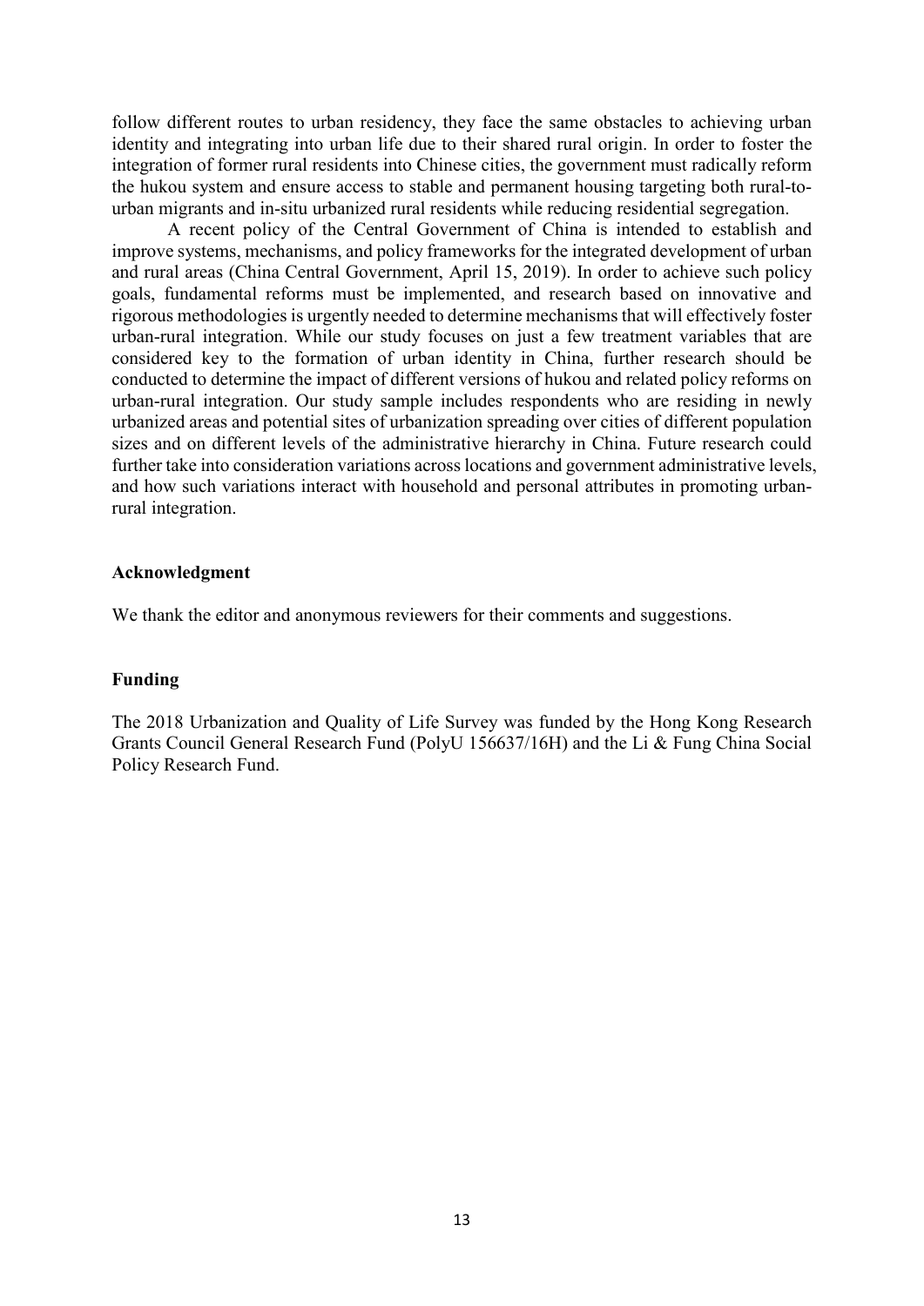follow different routes to urban residency, they face the same obstacles to achieving urban identity and integrating into urban life due to their shared rural origin. In order to foster the integration of former rural residents into Chinese cities, the government must radically reform the hukou system and ensure access to stable and permanent housing targeting both rural-to-urban migrants and in-situ urbanized rural residents while reducing residential segregation.

A recent policy of the Central Government of China is intended to establish and improve systems, mechanisms, and policy frameworks for the integrated development of urban and rural areas (China Central Government, April 15, 2019). In order to achieve such policy goals, fundamental reforms must be implemented, and research based on innovative and rigorous methodologies is urgently needed to determine mechanisms that will effectively foster urban-rural integration. While our study focuses on just a few treatment variables that are considered key to the formation of urban identity in China, further research should be conducted to determine the impact of different versions of hukou and related policy reforms on urban-rural integration. Our study sample includes respondents who are residing in newly urbanized areas and potential sites of urbanization spreading over cities of different population sizes and on different levels of the administrative hierarchy in China. Future research could further take into consideration variations across locations and government administrative levels, and how such variations interact with household and personal attributes in promoting urban-rural integration.

## Acknowledgment

We thank the editor and anonymous reviewers for their comments and suggestions.

## Funding

The 2018 Urbanization and Quality of Life Survey was funded by the Hong Kong Research Grants Council General Research Fund (PolyU 156637/16H) and the Li & Fung China Social Policy Research Fund.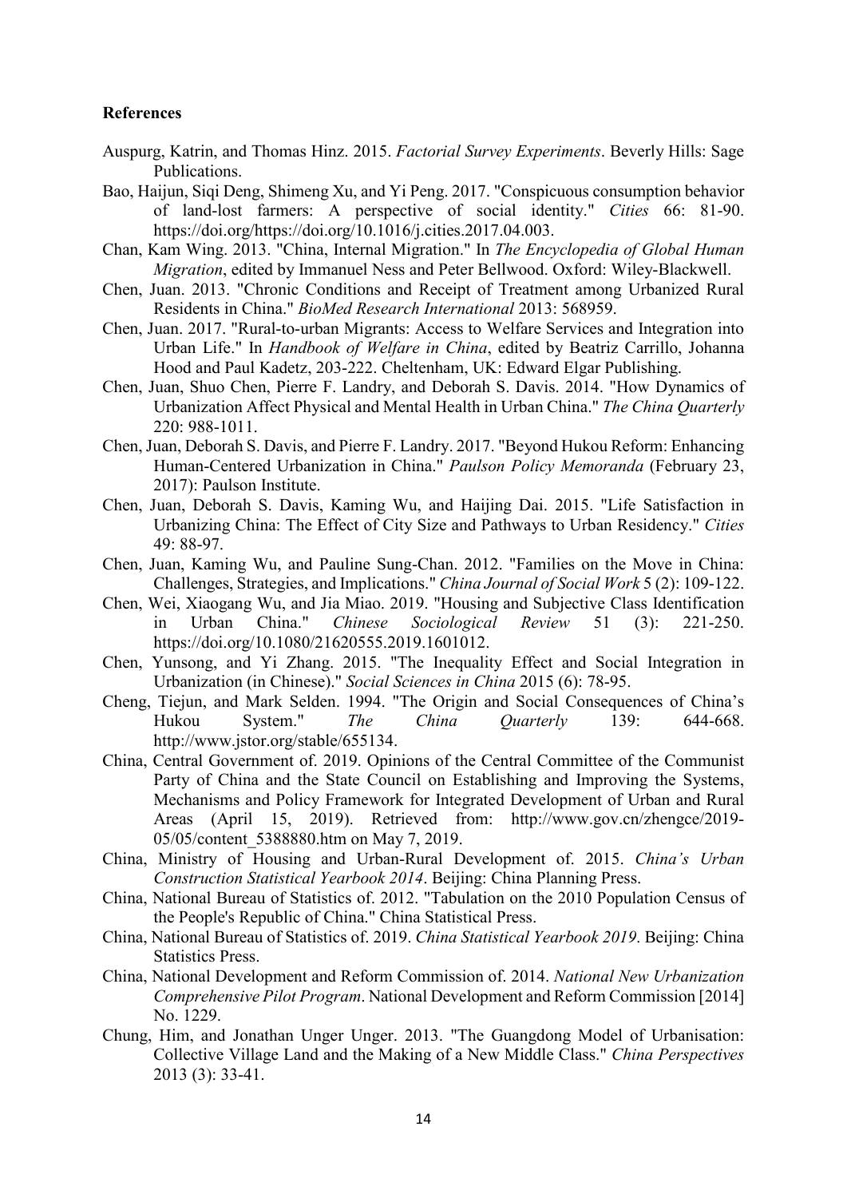**References**

Auspurg, Katrin, and Thomas Hinz. 2015. *Factorial Survey Experiments*. Beverly Hills: Sage Publications.

Bao, Haijun, Siqi Deng, Shimeng Xu, and Yi Peng. 2017. "Conspicuous consumption behavior of land-lost farmers: A perspective of social identity." *Cities* 66: 81-90. https://doi.org/https://doi.org/10.1016/j.cities.2017.04.003.

Chan, Kam Wing. 2013. "China, Internal Migration." In *The Encyclopedia of Global Human Migration*, edited by Immanuel Ness and Peter Bellwood. Oxford: Wiley-Blackwell.

Chen, Juan. 2013. "Chronic Conditions and Receipt of Treatment among Urbanized Rural Residents in China." *BioMed Research International* 2013: 568959.

Chen, Juan. 2017. "Rural-to-urban Migrants: Access to Welfare Services and Integration into Urban Life." In *Handbook of Welfare in China*, edited by Beatriz Carrillo, Johanna Hood and Paul Kadetz, 203-222. Cheltenham, UK: Edward Elgar Publishing.

Chen, Juan, Shuo Chen, Pierre F. Landry, and Deborah S. Davis. 2014. "How Dynamics of Urbanization Affect Physical and Mental Health in Urban China." *The China Quarterly* 220: 988-1011.

Chen, Juan, Deborah S. Davis, and Pierre F. Landry. 2017. "Beyond Hukou Reform: Enhancing Human-Centered Urbanization in China." *Paulson Policy Memoranda* (February 23, 2017): Paulson Institute.

Chen, Juan, Deborah S. Davis, Kaming Wu, and Haijing Dai. 2015. "Life Satisfaction in Urbanizing China: The Effect of City Size and Pathways to Urban Residency." *Cities* 49: 88-97.

Chen, Juan, Kaming Wu, and Pauline Sung-Chan. 2012. "Families on the Move in China: Challenges, Strategies, and Implications." *China Journal of Social Work* 5 (2): 109-122.

Chen, Wei, Xiaogang Wu, and Jia Miao. 2019. "Housing and Subjective Class Identification in Urban China." *Chinese Sociological Review* 51 (3): 221-250. https://doi.org/10.1080/21620555.2019.1601012.

Chen, Yunsong, and Yi Zhang. 2015. "The Inequality Effect and Social Integration in Urbanization (in Chinese)." *Social Sciences in China* 2015 (6): 78-95.

Cheng, Tiejun, and Mark Selden. 1994. "The Origin and Social Consequences of China's Hukou System." *The China Quarterly* 139: 644-668. http://www.jstor.org/stable/655134.

China, Central Government of. 2019. Opinions of the Central Committee of the Communist Party of China and the State Council on Establishing and Improving the Systems, Mechanisms and Policy Framework for Integrated Development of Urban and Rural Areas (April 15, 2019). Retrieved from: http://www.gov.cn/zhengce/2019-05/05/content_5388880.htm on May 7, 2019.

China, Ministry of Housing and Urban-Rural Development of. 2015. *China's Urban Construction Statistical Yearbook 2014*. Beijing: China Planning Press.

China, National Bureau of Statistics of. 2012. "Tabulation on the 2010 Population Census of the People's Republic of China." China Statistical Press.

China, National Bureau of Statistics of. 2019. *China Statistical Yearbook 2019*. Beijing: China Statistics Press.

China, National Development and Reform Commission of. 2014. *National New Urbanization Comprehensive Pilot Program*. National Development and Reform Commission [2014] No. 1229.

Chung, Him, and Jonathan Unger Unger. 2013. "The Guangdong Model of Urbanisation: Collective Village Land and the Making of a New Middle Class." *China Perspectives* 2013 (3): 33-41.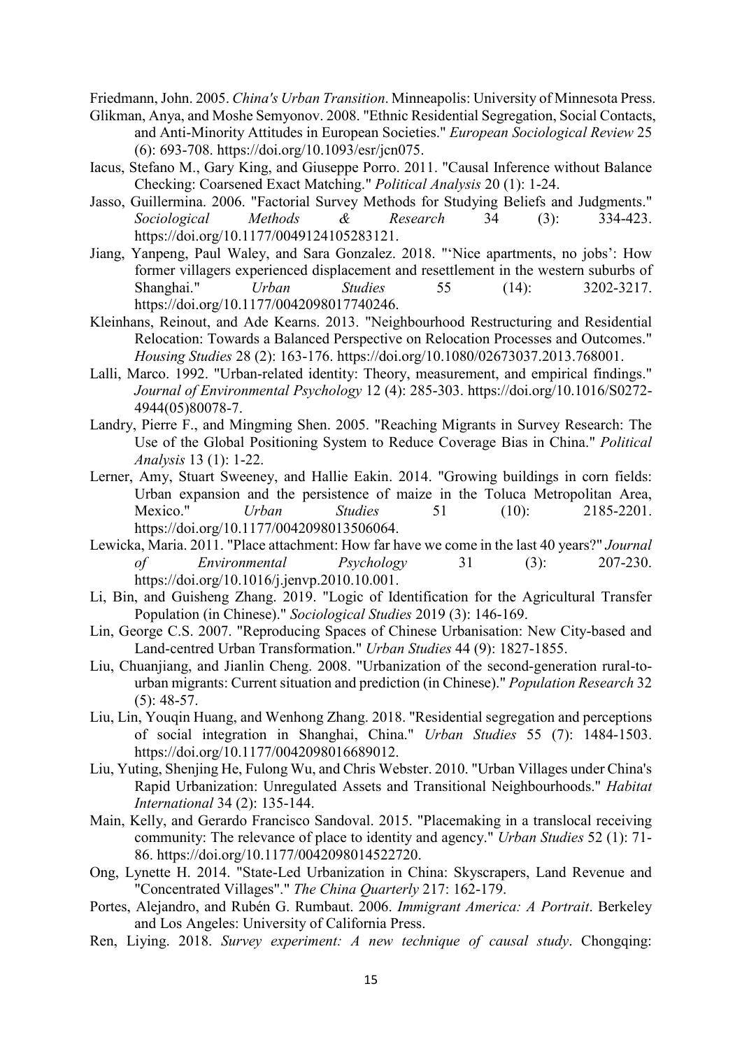Friedmann, John. 2005. *China's Urban Transition*. Minneapolis: University of Minnesota Press.

Glikman, Anya, and Moshe Semyonov. 2008. "Ethnic Residential Segregation, Social Contacts, and Anti-Minority Attitudes in European Societies." *European Sociological Review* 25 (6): 693-708. https://doi.org/10.1093/esr/jcn075.

Iacus, Stefano M., Gary King, and Giuseppe Porro. 2011. "Causal Inference without Balance Checking: Coarsened Exact Matching." *Political Analysis* 20 (1): 1-24.

Jasso, Guillermina. 2006. "Factorial Survey Methods for Studying Beliefs and Judgments." *Sociological Methods & Research* 34 (3): 334-423. https://doi.org/10.1177/0049124105283121.

Jiang, Yanpeng, Paul Waley, and Sara Gonzalez. 2018. "'Nice apartments, no jobs': How former villagers experienced displacement and resettlement in the western suburbs of Shanghai." *Urban Studies* 55 (14): 3202-3217. https://doi.org/10.1177/0042098017740246.

Kleinhans, Reinout, and Ade Kearns. 2013. "Neighbourhood Restructuring and Residential Relocation: Towards a Balanced Perspective on Relocation Processes and Outcomes." *Housing Studies* 28 (2): 163-176. https://doi.org/10.1080/02673037.2013.768001.

Lalli, Marco. 1992. "Urban-related identity: Theory, measurement, and empirical findings." *Journal of Environmental Psychology* 12 (4): 285-303. https://doi.org/10.1016/S0272-4944(05)80078-7.

Landry, Pierre F., and Mingming Shen. 2005. "Reaching Migrants in Survey Research: The Use of the Global Positioning System to Reduce Coverage Bias in China." *Political Analysis* 13 (1): 1-22.

Lerner, Amy, Stuart Sweeney, and Hallie Eakin. 2014. "Growing buildings in corn fields: Urban expansion and the persistence of maize in the Toluca Metropolitan Area, Mexico." *Urban Studies* 51 (10): 2185-2201. https://doi.org/10.1177/0042098013506064.

Lewicka, Maria. 2011. "Place attachment: How far have we come in the last 40 years?" *Journal of Environmental Psychology* 31 (3): 207-230. https://doi.org/10.1016/j.jenvp.2010.10.001.

Li, Bin, and Guisheng Zhang. 2019. "Logic of Identification for the Agricultural Transfer Population (in Chinese)." *Sociological Studies* 2019 (3): 146-169.

Lin, George C.S. 2007. "Reproducing Spaces of Chinese Urbanisation: New City-based and Land-centred Urban Transformation." *Urban Studies* 44 (9): 1827-1855.

Liu, Chuanjiang, and Jianlin Cheng. 2008. "Urbanization of the second-generation rural-to-urban migrants: Current situation and prediction (in Chinese)." *Population Research* 32 (5): 48-57.

Liu, Lin, Youqin Huang, and Wenhong Zhang. 2018. "Residential segregation and perceptions of social integration in Shanghai, China." *Urban Studies* 55 (7): 1484-1503. https://doi.org/10.1177/0042098016689012.

Liu, Yuting, Shenjing He, Fulong Wu, and Chris Webster. 2010. "Urban Villages under China's Rapid Urbanization: Unregulated Assets and Transitional Neighbourhoods." *Habitat International* 34 (2): 135-144.

Main, Kelly, and Gerardo Francisco Sandoval. 2015. "Placemaking in a translocal receiving community: The relevance of place to identity and agency." *Urban Studies* 52 (1): 71-86. https://doi.org/10.1177/0042098014522720.

Ong, Lynette H. 2014. "State-Led Urbanization in China: Skyscrapers, Land Revenue and "Concentrated Villages"." *The China Quarterly* 217: 162-179.

Portes, Alejandro, and Rubén G. Rumbaut. 2006. *Immigrant America: A Portrait*. Berkeley and Los Angeles: University of California Press.

Ren, Liying. 2018. *Survey experiment: A new technique of causal study*. Chongqing: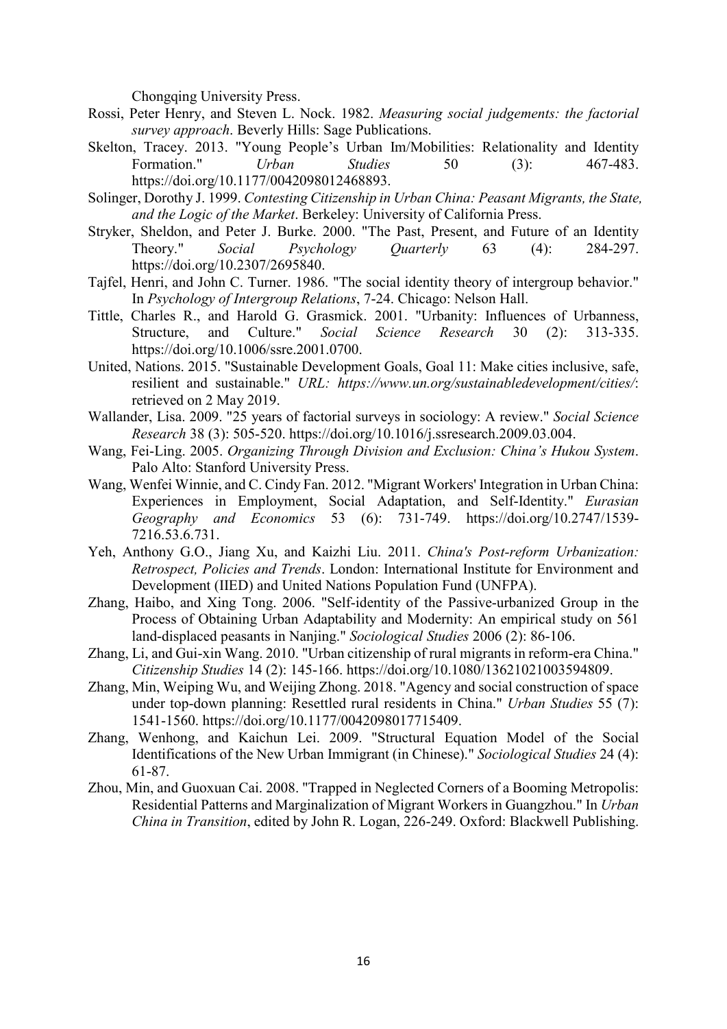Chongqing University Press.

Rossi, Peter Henry, and Steven L. Nock. 1982. *Measuring social judgements: the factorial survey approach*. Beverly Hills: Sage Publications.

Skelton, Tracey. 2013. "Young People's Urban Im/Mobilities: Relationality and Identity Formation." *Urban Studies* 50 (3): 467-483. https://doi.org/10.1177/0042098012468893.

Solinger, Dorothy J. 1999. *Contesting Citizenship in Urban China: Peasant Migrants, the State, and the Logic of the Market*. Berkeley: University of California Press.

Stryker, Sheldon, and Peter J. Burke. 2000. "The Past, Present, and Future of an Identity Theory." *Social Psychology Quarterly* 63 (4): 284-297. https://doi.org/10.2307/2695840.

Tajfel, Henri, and John C. Turner. 1986. "The social identity theory of intergroup behavior." In *Psychology of Intergroup Relations*, 7-24. Chicago: Nelson Hall.

Tittle, Charles R., and Harold G. Grasmick. 2001. "Urbanity: Influences of Urbanness, Structure, and Culture." *Social Science Research* 30 (2): 313-335. https://doi.org/10.1006/ssre.2001.0700.

United, Nations. 2015. "Sustainable Development Goals, Goal 11: Make cities inclusive, safe, resilient and sustainable." *URL: https://www.un.org/sustainabledevelopment/cities/*: retrieved on 2 May 2019.

Wallander, Lisa. 2009. "25 years of factorial surveys in sociology: A review." *Social Science Research* 38 (3): 505-520. https://doi.org/10.1016/j.ssresearch.2009.03.004.

Wang, Fei-Ling. 2005. *Organizing Through Division and Exclusion: China's Hukou System*. Palo Alto: Stanford University Press.

Wang, Wenfei Winnie, and C. Cindy Fan. 2012. "Migrant Workers' Integration in Urban China: Experiences in Employment, Social Adaptation, and Self-Identity." *Eurasian Geography and Economics* 53 (6): 731-749. https://doi.org/10.2747/1539-7216.53.6.731.

Yeh, Anthony G.O., Jiang Xu, and Kaizhi Liu. 2011. *China's Post-reform Urbanization: Retrospect, Policies and Trends*. London: International Institute for Environment and Development (IIED) and United Nations Population Fund (UNFPA).

Zhang, Haibo, and Xing Tong. 2006. "Self-identity of the Passive-urbanized Group in the Process of Obtaining Urban Adaptability and Modernity: An empirical study on 561 land-displaced peasants in Nanjing." *Sociological Studies* 2006 (2): 86-106.

Zhang, Li, and Gui-xin Wang. 2010. "Urban citizenship of rural migrants in reform-era China." *Citizenship Studies* 14 (2): 145-166. https://doi.org/10.1080/13621021003594809.

Zhang, Min, Weiping Wu, and Weijing Zhong. 2018. "Agency and social construction of space under top-down planning: Resettled rural residents in China." *Urban Studies* 55 (7): 1541-1560. https://doi.org/10.1177/0042098017715409.

Zhang, Wenhong, and Kaichun Lei. 2009. "Structural Equation Model of the Social Identifications of the New Urban Immigrant (in Chinese)." *Sociological Studies* 24 (4): 61-87.

Zhou, Min, and Guoxuan Cai. 2008. "Trapped in Neglected Corners of a Booming Metropolis: Residential Patterns and Marginalization of Migrant Workers in Guangzhou." In *Urban China in Transition*, edited by John R. Logan, 226-249. Oxford: Blackwell Publishing.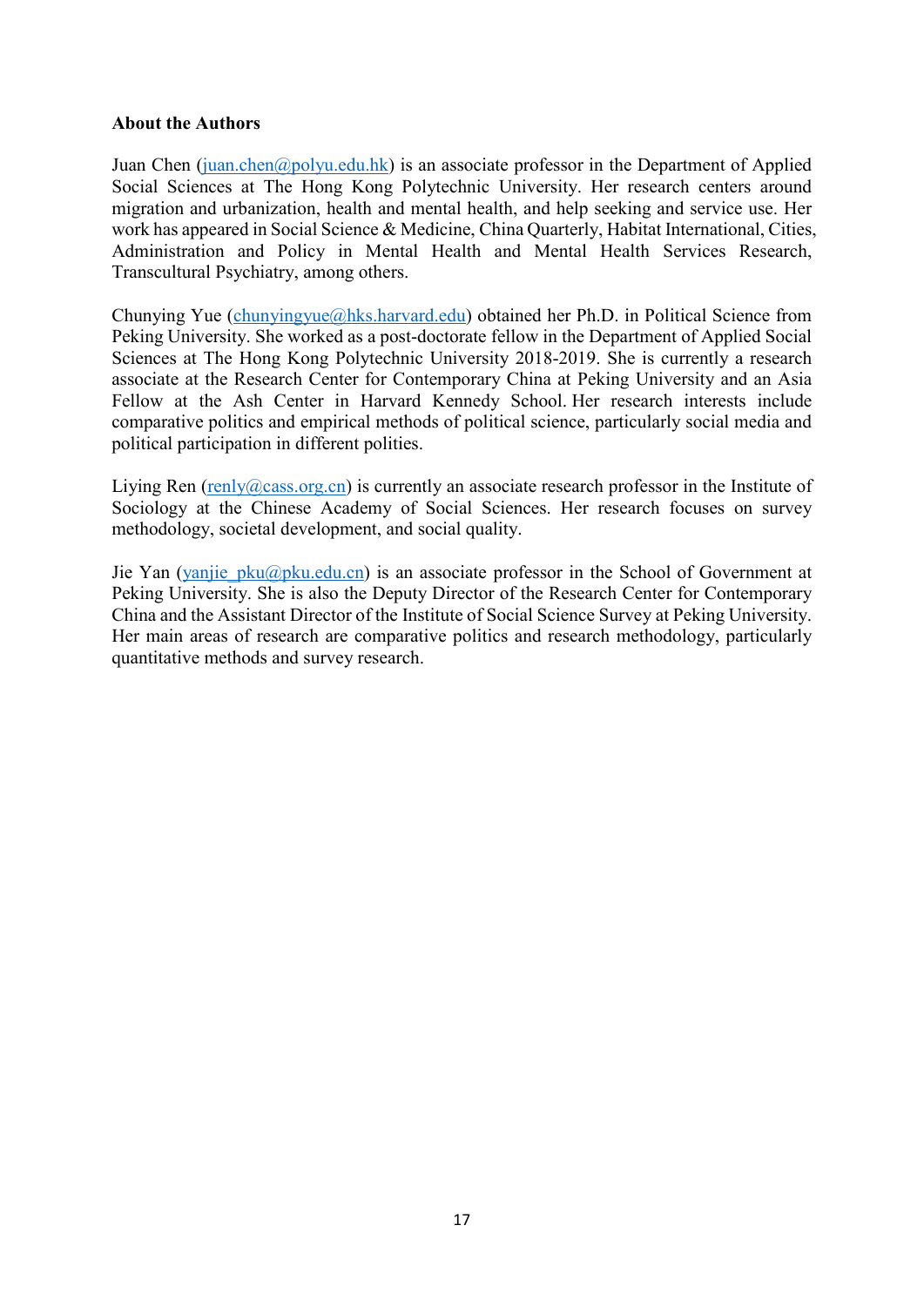**About the Authors**

Juan Chen (juan.chen@polyu.edu.hk) is an associate professor in the Department of Applied Social Sciences at The Hong Kong Polytechnic University. Her research centers around migration and urbanization, health and mental health, and help seeking and service use. Her work has appeared in Social Science & Medicine, China Quarterly, Habitat International, Cities, Administration and Policy in Mental Health and Mental Health Services Research, Transcultural Psychiatry, among others.

Chunying Yue (chunyingyue@hks.harvard.edu) obtained her Ph.D. in Political Science from Peking University. She worked as a post-doctorate fellow in the Department of Applied Social Sciences at The Hong Kong Polytechnic University 2018-2019. She is currently a research associate at the Research Center for Contemporary China at Peking University and an Asia Fellow at the Ash Center in Harvard Kennedy School. Her research interests include comparative politics and empirical methods of political science, particularly social media and political participation in different polities.

Liying Ren (renly@cass.org.cn) is currently an associate research professor in the Institute of Sociology at the Chinese Academy of Social Sciences. Her research focuses on survey methodology, societal development, and social quality.

Jie Yan (yanjie_pku@pku.edu.cn) is an associate professor in the School of Government at Peking University. She is also the Deputy Director of the Research Center for Contemporary China and the Assistant Director of the Institute of Social Science Survey at Peking University. Her main areas of research are comparative politics and research methodology, particularly quantitative methods and survey research.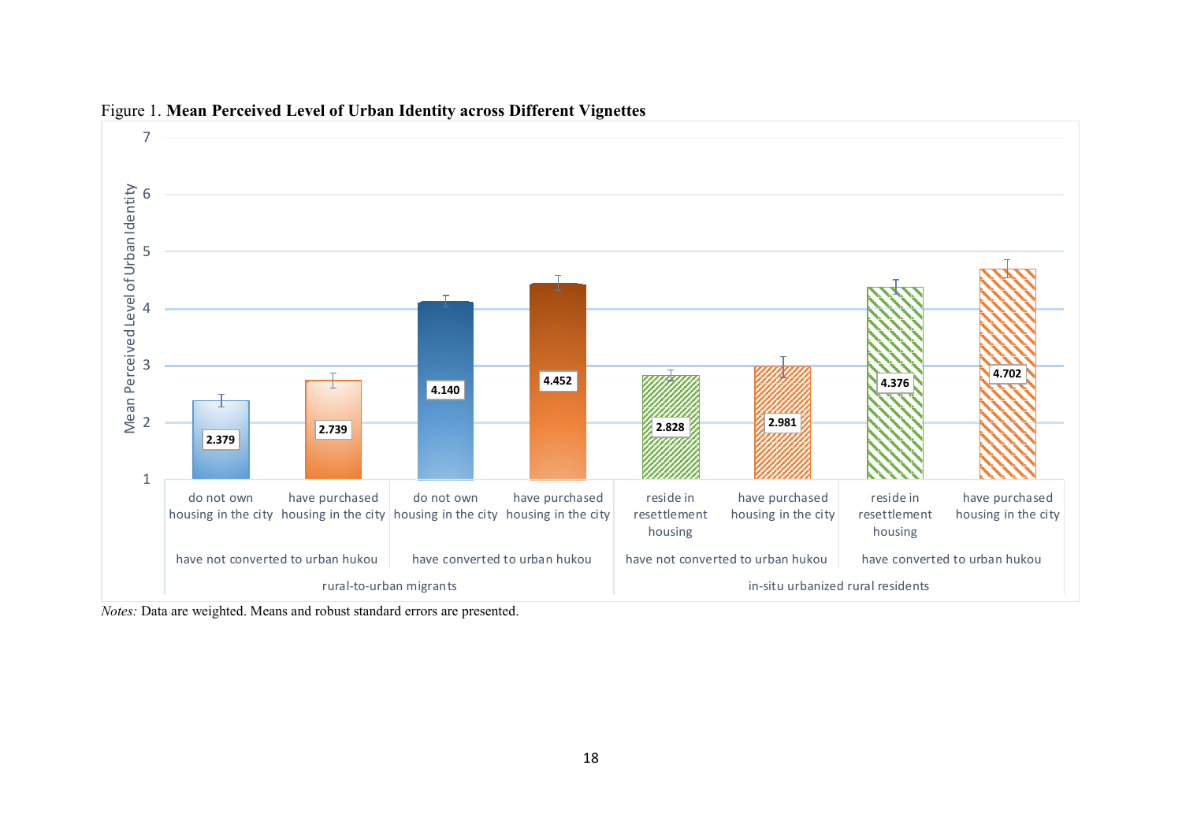Figure 1. **Mean Perceived Level of Urban Identity across Different Vignettes**

| Group | Hukou status | Housing | Mean Perceived Level of Urban Identity |
|---|---|---|---|
| rural-to-urban migrants | have not converted to urban hukou | do not own housing in the city | 2.379 |
| | | have purchased housing in the city | 2.739 |
| | have converted to urban hukou | do not own housing in the city | 4.140 |
| | | have purchased housing in the city | 4.452 |
| in-situ urbanized rural residents | have not converted to urban hukou | reside in resettlement housing | 2.828 |
| | | have purchased housing in the city | 2.981 |
| | have converted to urban hukou | reside in resettlement housing | 4.376 |
| | | have purchased housing in the city | 4.702 |

*Notes:* Data are weighted. Means and robust standard errors are presented.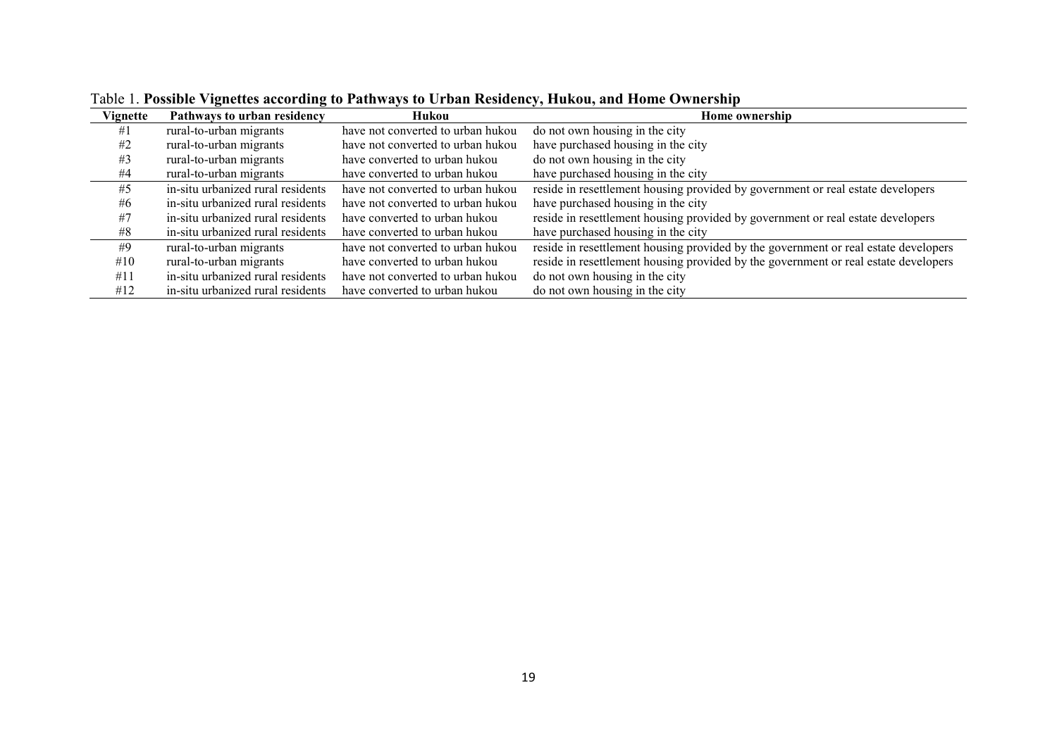Table 1. **Possible Vignettes according to Pathways to Urban Residency, Hukou, and Home Ownership**

| Vignette | Pathways to urban residency | Hukou | Home ownership |
|---|---|---|---|
| #1 | rural-to-urban migrants | have not converted to urban hukou | do not own housing in the city |
| #2 | rural-to-urban migrants | have not converted to urban hukou | have purchased housing in the city |
| #3 | rural-to-urban migrants | have converted to urban hukou | do not own housing in the city |
| #4 | rural-to-urban migrants | have converted to urban hukou | have purchased housing in the city |
| #5 | in-situ urbanized rural residents | have not converted to urban hukou | reside in resettlement housing provided by government or real estate developers |
| #6 | in-situ urbanized rural residents | have not converted to urban hukou | have purchased housing in the city |
| #7 | in-situ urbanized rural residents | have converted to urban hukou | reside in resettlement housing provided by government or real estate developers |
| #8 | in-situ urbanized rural residents | have converted to urban hukou | have purchased housing in the city |
| #9 | rural-to-urban migrants | have not converted to urban hukou | reside in resettlement housing provided by the government or real estate developers |
| #10 | rural-to-urban migrants | have converted to urban hukou | reside in resettlement housing provided by the government or real estate developers |
| #11 | in-situ urbanized rural residents | have not converted to urban hukou | do not own housing in the city |
| #12 | in-situ urbanized rural residents | have converted to urban hukou | do not own housing in the city |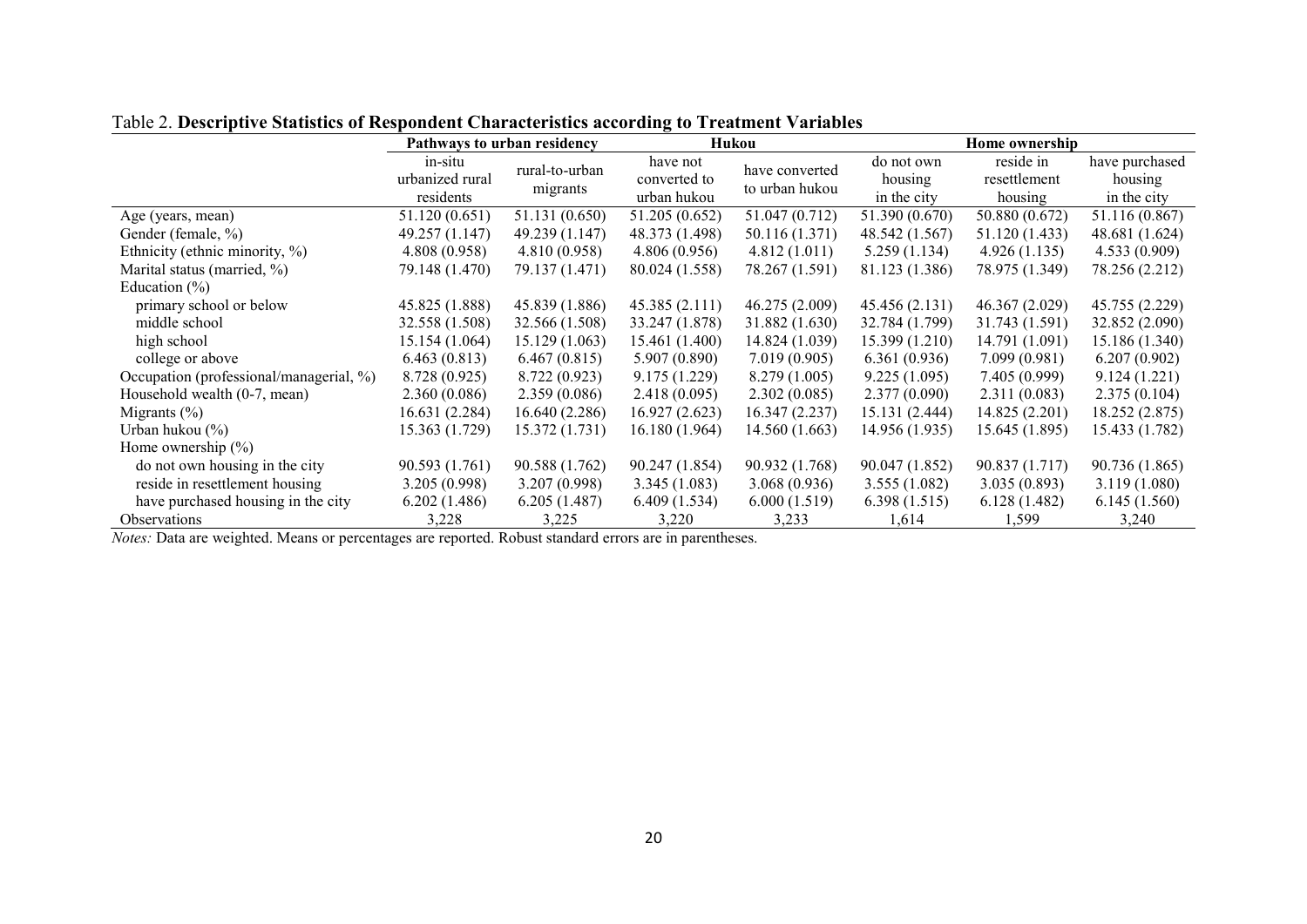Table 2. **Descriptive Statistics of Respondent Characteristics according to Treatment Variables**

| | Pathways to urban residency | | Hukou | | Home ownership | | |
|---|---|---|---|---|---|---|---|
| | in-situ urbanized rural residents | rural-to-urban migrants | have not converted to urban hukou | have converted to urban hukou | do not own housing in the city | reside in resettlement housing | have purchased housing in the city |
| Age (years, mean) | 51.120 (0.651) | 51.131 (0.650) | 51.205 (0.652) | 51.047 (0.712) | 51.390 (0.670) | 50.880 (0.672) | 51.116 (0.867) |
| Gender (female, %) | 49.257 (1.147) | 49.239 (1.147) | 48.373 (1.498) | 50.116 (1.371) | 48.542 (1.567) | 51.120 (1.433) | 48.681 (1.624) |
| Ethnicity (ethnic minority, %) | 4.808 (0.958) | 4.810 (0.958) | 4.806 (0.956) | 4.812 (1.011) | 5.259 (1.134) | 4.926 (1.135) | 4.533 (0.909) |
| Marital status (married, %) | 79.148 (1.470) | 79.137 (1.471) | 80.024 (1.558) | 78.267 (1.591) | 81.123 (1.386) | 78.975 (1.349) | 78.256 (2.212) |
| Education (%) | | | | | | | |
| primary school or below | 45.825 (1.888) | 45.839 (1.886) | 45.385 (2.111) | 46.275 (2.009) | 45.456 (2.131) | 46.367 (2.029) | 45.755 (2.229) |
| middle school | 32.558 (1.508) | 32.566 (1.508) | 33.247 (1.878) | 31.882 (1.630) | 32.784 (1.799) | 31.743 (1.591) | 32.852 (2.090) |
| high school | 15.154 (1.064) | 15.129 (1.063) | 15.461 (1.400) | 14.824 (1.039) | 15.399 (1.210) | 14.791 (1.091) | 15.186 (1.340) |
| college or above | 6.463 (0.813) | 6.467 (0.815) | 5.907 (0.890) | 7.019 (0.905) | 6.361 (0.936) | 7.099 (0.981) | 6.207 (0.902) |
| Occupation (professional/managerial, %) | 8.728 (0.925) | 8.722 (0.923) | 9.175 (1.229) | 8.279 (1.005) | 9.225 (1.095) | 7.405 (0.999) | 9.124 (1.221) |
| Household wealth (0-7, mean) | 2.360 (0.086) | 2.359 (0.086) | 2.418 (0.095) | 2.302 (0.085) | 2.377 (0.090) | 2.311 (0.083) | 2.375 (0.104) |
| Migrants (%) | 16.631 (2.284) | 16.640 (2.286) | 16.927 (2.623) | 16.347 (2.237) | 15.131 (2.444) | 14.825 (2.201) | 18.252 (2.875) |
| Urban hukou (%) | 15.363 (1.729) | 15.372 (1.731) | 16.180 (1.964) | 14.560 (1.663) | 14.956 (1.935) | 15.645 (1.895) | 15.433 (1.782) |
| Home ownership (%) | | | | | | | |
| do not own housing in the city | 90.593 (1.761) | 90.588 (1.762) | 90.247 (1.854) | 90.932 (1.768) | 90.047 (1.852) | 90.837 (1.717) | 90.736 (1.865) |
| reside in resettlement housing | 3.205 (0.998) | 3.207 (0.998) | 3.345 (1.083) | 3.068 (0.936) | 3.555 (1.082) | 3.035 (0.893) | 3.119 (1.080) |
| have purchased housing in the city | 6.202 (1.486) | 6.205 (1.487) | 6.409 (1.534) | 6.000 (1.519) | 6.398 (1.515) | 6.128 (1.482) | 6.145 (1.560) |
| Observations | 3,228 | 3,225 | 3,220 | 3,233 | 1,614 | 1,599 | 3,240 |

*Notes:* Data are weighted. Means or percentages are reported. Robust standard errors are in parentheses.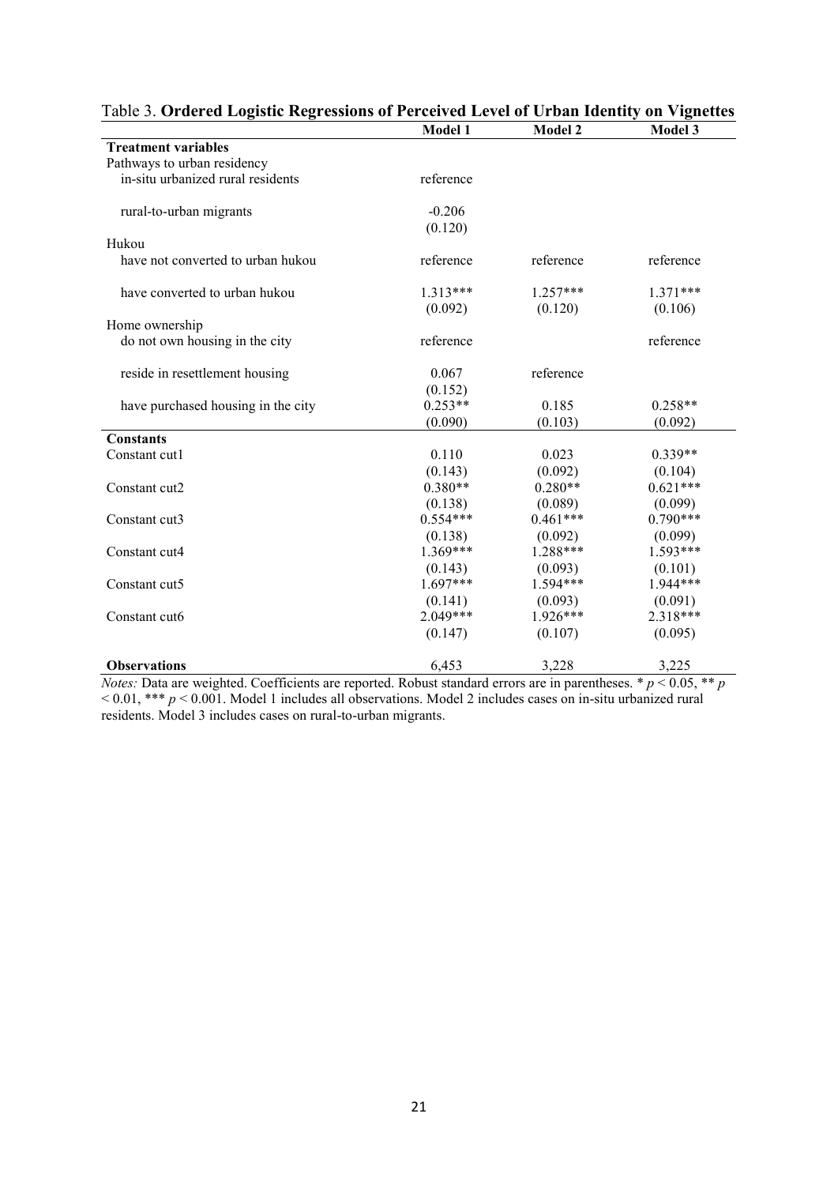Table 3. **Ordered Logistic Regressions of Perceived Level of Urban Identity on Vignettes**

| | Model 1 | Model 2 | Model 3 |
|---|---|---|---|
| **Treatment variables** | | | |
| Pathways to urban residency | | | |
| in-situ urbanized rural residents | reference | | |
| rural-to-urban migrants | -0.206 | | |
| | (0.120) | | |
| Hukou | | | |
| have not converted to urban hukou | reference | reference | reference |
| have converted to urban hukou | 1.313*** | 1.257*** | 1.371*** |
| | (0.092) | (0.120) | (0.106) |
| Home ownership | | | |
| do not own housing in the city | reference | | reference |
| reside in resettlement housing | 0.067 | reference | |
| | (0.152) | | |
| have purchased housing in the city | 0.253** | 0.185 | 0.258** |
| | (0.090) | (0.103) | (0.092) |
| **Constants** | | | |
| Constant cut1 | 0.110 | 0.023 | 0.339** |
| | (0.143) | (0.092) | (0.104) |
| Constant cut2 | 0.380** | 0.280** | 0.621*** |
| | (0.138) | (0.089) | (0.099) |
| Constant cut3 | 0.554*** | 0.461*** | 0.790*** |
| | (0.138) | (0.092) | (0.099) |
| Constant cut4 | 1.369*** | 1.288*** | 1.593*** |
| | (0.143) | (0.093) | (0.101) |
| Constant cut5 | 1.697*** | 1.594*** | 1.944*** |
| | (0.141) | (0.093) | (0.091) |
| Constant cut6 | 2.049*** | 1.926*** | 2.318*** |
| | (0.147) | (0.107) | (0.095) |
| **Observations** | 6,453 | 3,228 | 3,225 |

*Notes:* Data are weighted. Coefficients are reported. Robust standard errors are in parentheses. * $p < 0.05$, ** $p < 0.01$, *** $p < 0.001$. Model 1 includes all observations. Model 2 includes cases on in-situ urbanized rural residents. Model 3 includes cases on rural-to-urban migrants.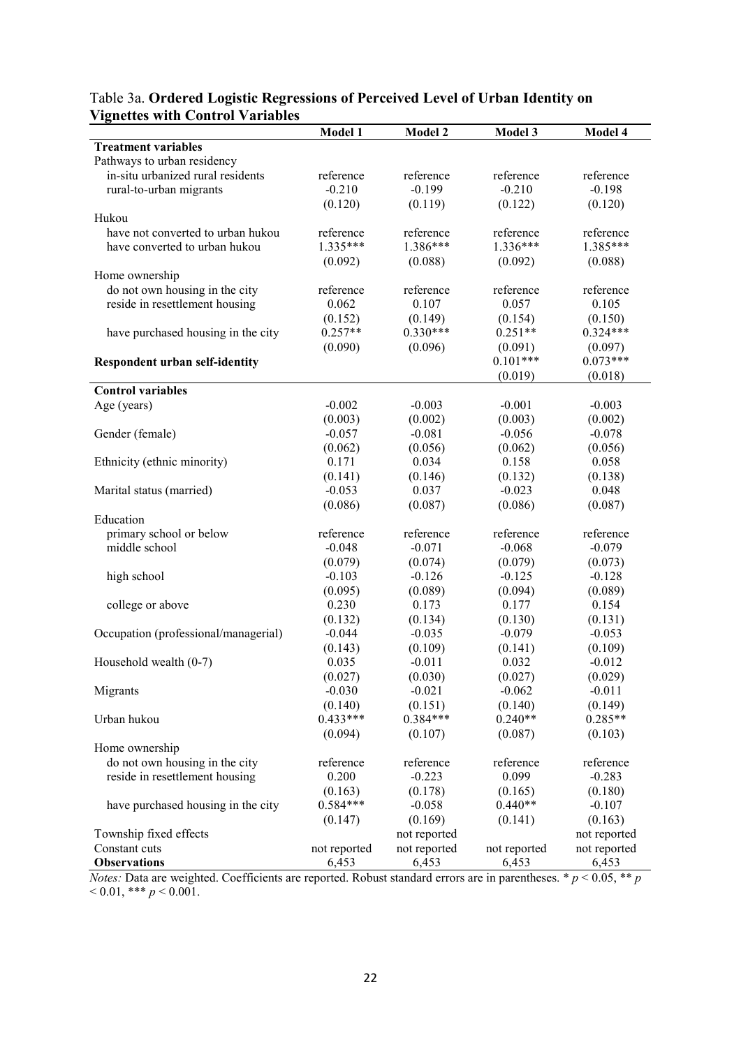Table 3a. **Ordered Logistic Regressions of Perceived Level of Urban Identity on Vignettes with Control Variables**

| | **Model 1** | **Model 2** | **Model 3** | **Model 4** |
|---|---|---|---|---|
| **Treatment variables** | | | | |
| Pathways to urban residency | | | | |
| in-situ urbanized rural residents | reference | reference | reference | reference |
| rural-to-urban migrants | -0.210 | -0.199 | -0.210 | -0.198 |
| | (0.120) | (0.119) | (0.122) | (0.120) |
| Hukou | | | | |
| have not converted to urban hukou | reference | reference | reference | reference |
| have converted to urban hukou | 1.335*** | 1.386*** | 1.336*** | 1.385*** |
| | (0.092) | (0.088) | (0.092) | (0.088) |
| Home ownership | | | | |
| do not own housing in the city | reference | reference | reference | reference |
| reside in resettlement housing | 0.062 | 0.107 | 0.057 | 0.105 |
| | (0.152) | (0.149) | (0.154) | (0.150) |
| have purchased housing in the city | 0.257** | 0.330*** | 0.251** | 0.324*** |
| | (0.090) | (0.096) | (0.091) | (0.097) |
| **Respondent urban self-identity** | | | 0.101*** | 0.073*** |
| | | | (0.019) | (0.018) |
| **Control variables** | | | | |
| Age (years) | -0.002 | -0.003 | -0.001 | -0.003 |
| | (0.003) | (0.002) | (0.003) | (0.002) |
| Gender (female) | -0.057 | -0.081 | -0.056 | -0.078 |
| | (0.062) | (0.056) | (0.062) | (0.056) |
| Ethnicity (ethnic minority) | 0.171 | 0.034 | 0.158 | 0.058 |
| | (0.141) | (0.146) | (0.132) | (0.138) |
| Marital status (married) | -0.053 | 0.037 | -0.023 | 0.048 |
| | (0.086) | (0.087) | (0.086) | (0.087) |
| Education | | | | |
| primary school or below | reference | reference | reference | reference |
| middle school | -0.048 | -0.071 | -0.068 | -0.079 |
| | (0.079) | (0.074) | (0.079) | (0.073) |
| high school | -0.103 | -0.126 | -0.125 | -0.128 |
| | (0.095) | (0.089) | (0.094) | (0.089) |
| college or above | 0.230 | 0.173 | 0.177 | 0.154 |
| | (0.132) | (0.134) | (0.130) | (0.131) |
| Occupation (professional/managerial) | -0.044 | -0.035 | -0.079 | -0.053 |
| | (0.143) | (0.109) | (0.141) | (0.109) |
| Household wealth (0-7) | 0.035 | -0.011 | 0.032 | -0.012 |
| | (0.027) | (0.030) | (0.027) | (0.029) |
| Migrants | -0.030 | -0.021 | -0.062 | -0.011 |
| | (0.140) | (0.151) | (0.140) | (0.149) |
| Urban hukou | 0.433*** | 0.384*** | 0.240** | 0.285** |
| | (0.094) | (0.107) | (0.087) | (0.103) |
| Home ownership | | | | |
| do not own housing in the city | reference | reference | reference | reference |
| reside in resettlement housing | 0.200 | -0.223 | 0.099 | -0.283 |
| | (0.163) | (0.178) | (0.165) | (0.180) |
| have purchased housing in the city | 0.584*** | -0.058 | 0.440** | -0.107 |
| | (0.147) | (0.169) | (0.141) | (0.163) |
| Township fixed effects | | not reported | | not reported |
| Constant cuts | not reported | not reported | not reported | not reported |
| **Observations** | 6,453 | 6,453 | 6,453 | 6,453 |

*Notes:* Data are weighted. Coefficients are reported. Robust standard errors are in parentheses. * $p < 0.05$, ** $p < 0.01$, *** $p < 0.001$.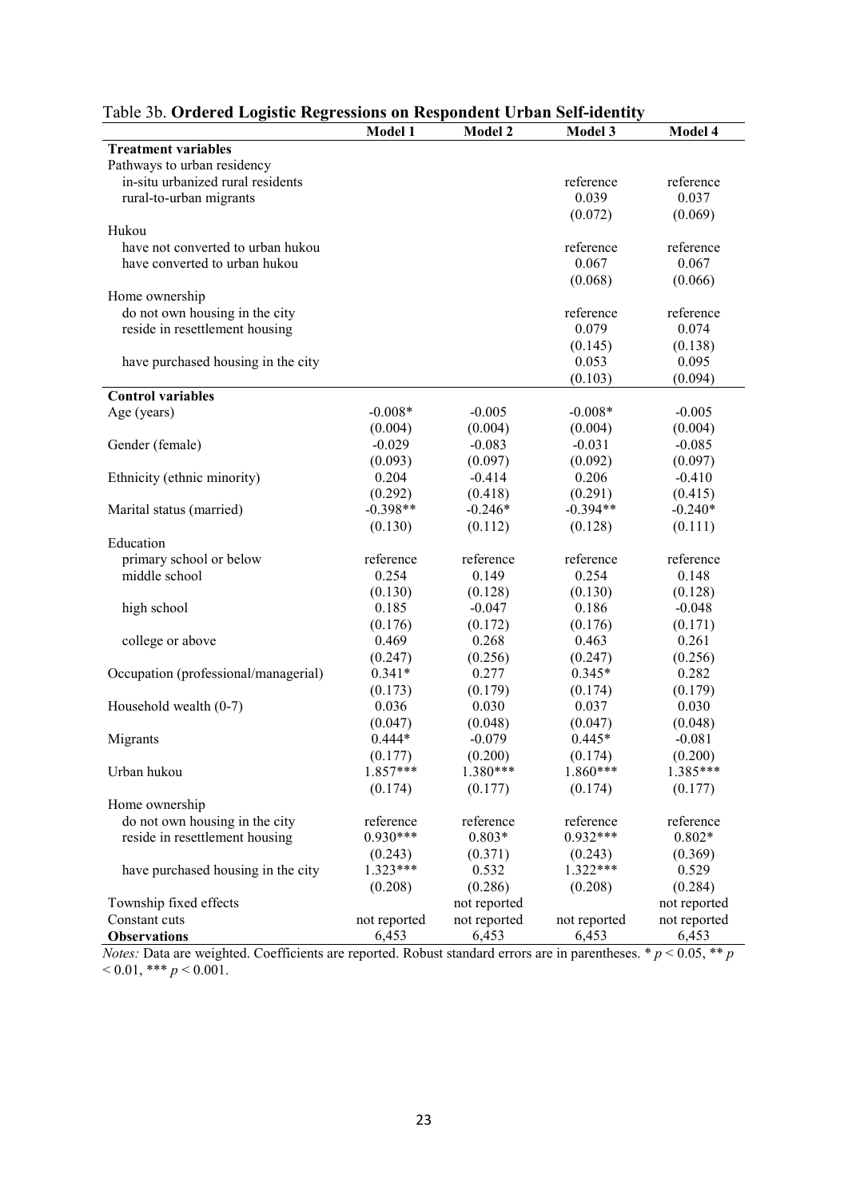Table 3b. **Ordered Logistic Regressions on Respondent Urban Self-identity**

| | Model 1 | Model 2 | Model 3 | Model 4 |
|---|---|---|---|---|
| **Treatment variables** | | | | |
| Pathways to urban residency | | | | |
| in-situ urbanized rural residents | | | reference | reference |
| rural-to-urban migrants | | | 0.039 | 0.037 |
| | | | (0.072) | (0.069) |
| Hukou | | | | |
| have not converted to urban hukou | | | reference | reference |
| have converted to urban hukou | | | 0.067 | 0.067 |
| | | | (0.068) | (0.066) |
| Home ownership | | | | |
| do not own housing in the city | | | reference | reference |
| reside in resettlement housing | | | 0.079 | 0.074 |
| | | | (0.145) | (0.138) |
| have purchased housing in the city | | | 0.053 | 0.095 |
| | | | (0.103) | (0.094) |
| **Control variables** | | | | |
| Age (years) | -0.008* | -0.005 | -0.008* | -0.005 |
| | (0.004) | (0.004) | (0.004) | (0.004) |
| Gender (female) | -0.029 | -0.083 | -0.031 | -0.085 |
| | (0.093) | (0.097) | (0.092) | (0.097) |
| Ethnicity (ethnic minority) | 0.204 | -0.414 | 0.206 | -0.410 |
| | (0.292) | (0.418) | (0.291) | (0.415) |
| Marital status (married) | -0.398** | -0.246* | -0.394** | -0.240* |
| | (0.130) | (0.112) | (0.128) | (0.111) |
| Education | | | | |
| primary school or below | reference | reference | reference | reference |
| middle school | 0.254 | 0.149 | 0.254 | 0.148 |
| | (0.130) | (0.128) | (0.130) | (0.128) |
| high school | 0.185 | -0.047 | 0.186 | -0.048 |
| | (0.176) | (0.172) | (0.176) | (0.171) |
| college or above | 0.469 | 0.268 | 0.463 | 0.261 |
| | (0.247) | (0.256) | (0.247) | (0.256) |
| Occupation (professional/managerial) | 0.341* | 0.277 | 0.345* | 0.282 |
| | (0.173) | (0.179) | (0.174) | (0.179) |
| Household wealth (0-7) | 0.036 | 0.030 | 0.037 | 0.030 |
| | (0.047) | (0.048) | (0.047) | (0.048) |
| Migrants | 0.444* | -0.079 | 0.445* | -0.081 |
| | (0.177) | (0.200) | (0.174) | (0.200) |
| Urban hukou | 1.857*** | 1.380*** | 1.860*** | 1.385*** |
| | (0.174) | (0.177) | (0.174) | (0.177) |
| Home ownership | | | | |
| do not own housing in the city | reference | reference | reference | reference |
| reside in resettlement housing | 0.930*** | 0.803* | 0.932*** | 0.802* |
| | (0.243) | (0.371) | (0.243) | (0.369) |
| have purchased housing in the city | 1.323*** | 0.532 | 1.322*** | 0.529 |
| | (0.208) | (0.286) | (0.208) | (0.284) |
| Township fixed effects | | not reported | | not reported |
| Constant cuts | not reported | not reported | not reported | not reported |
| **Observations** | 6,453 | 6,453 | 6,453 | 6,453 |

*Notes:* Data are weighted. Coefficients are reported. Robust standard errors are in parentheses. * $p < 0.05$, ** $p < 0.01$, *** $p < 0.001$.